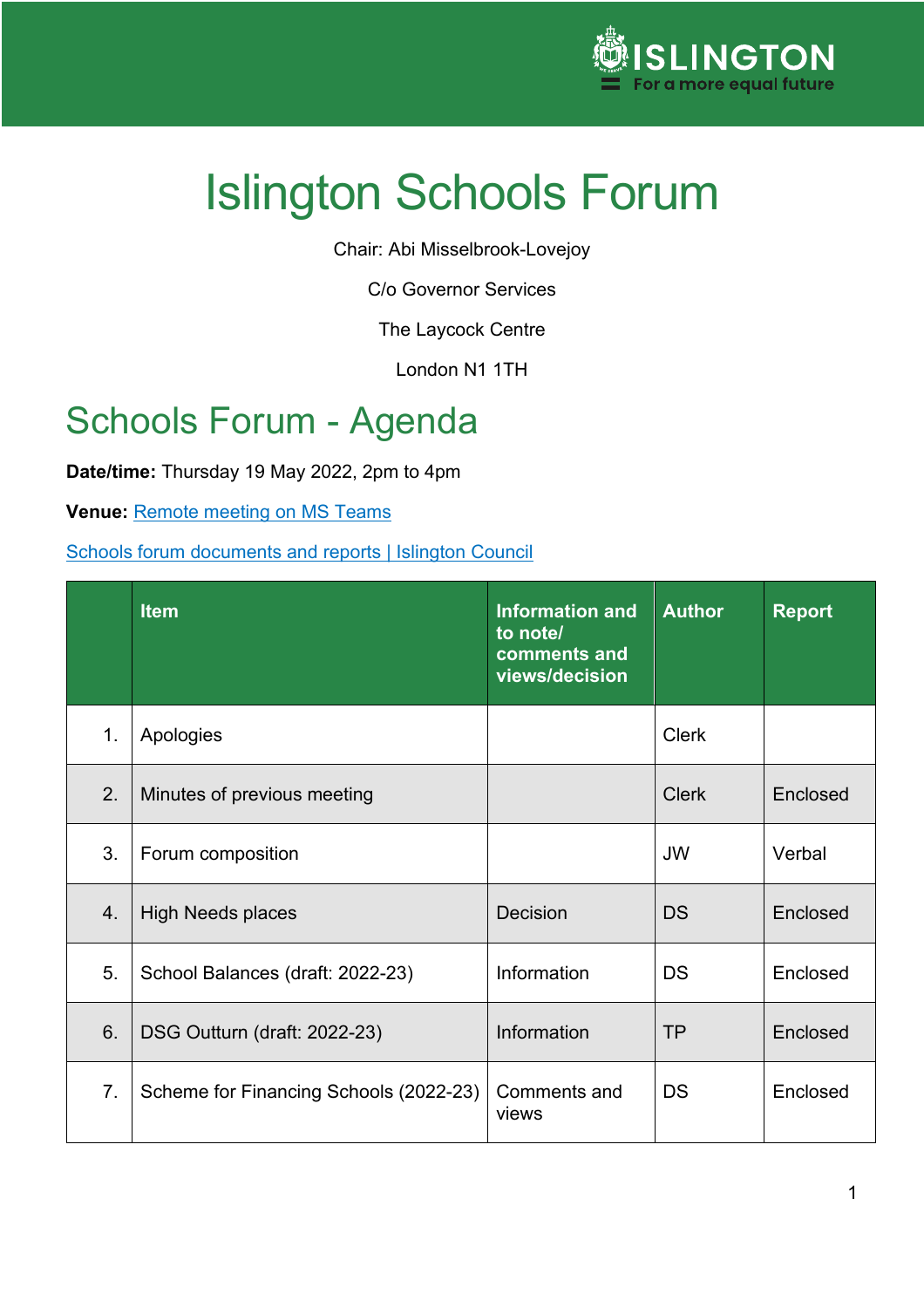# Islington Schools Forum

Chair: Abi Misselbrook-Lovejoy

C/o Governor Services

The Laycock Centre

London N1 1TH

## Schools Forum - Agenda

**Date/time:** Thursday 19 May 2022, 2pm to 4pm

**Venue:** Remote meeting on MS Teams

Schools forum documents and reports | Islington Council

| | Item | Information and to note/ comments and views/decision | Author | Report |
|---|---|---|---|---|
| 1. | Apologies | | Clerk | |
| 2. | Minutes of previous meeting | | Clerk | Enclosed |
| 3. | Forum composition | | JW | Verbal |
| 4. | High Needs places | Decision | DS | Enclosed |
| 5. | School Balances (draft: 2022-23) | Information | DS | Enclosed |
| 6. | DSG Outturn (draft: 2022-23) | Information | TP | Enclosed |
| 7. | Scheme for Financing Schools (2022-23) | Comments and views | DS | Enclosed |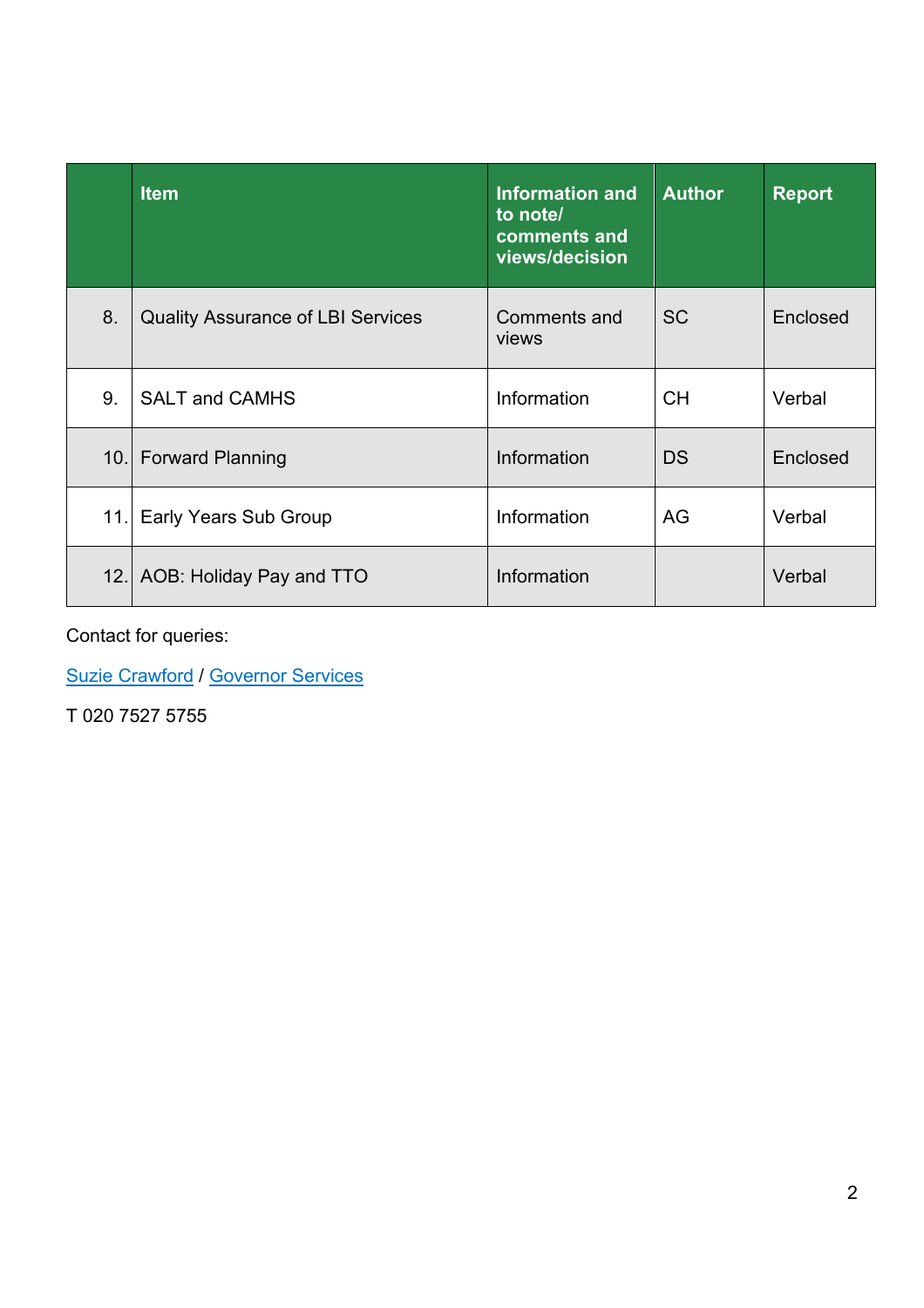|  | Item | Information and to note/ comments and views/decision | Author | Report |
|---|---|---|---|---|
| 8. | Quality Assurance of LBI Services | Comments and views | SC | Enclosed |
| 9. | SALT and CAMHS | Information | CH | Verbal |
| 10. | Forward Planning | Information | DS | Enclosed |
| 11. | Early Years Sub Group | Information | AG | Verbal |
| 12. | AOB: Holiday Pay and TTO | Information |  | Verbal |

Contact for queries:

Suzie Crawford / Governor Services

T 020 7527 5755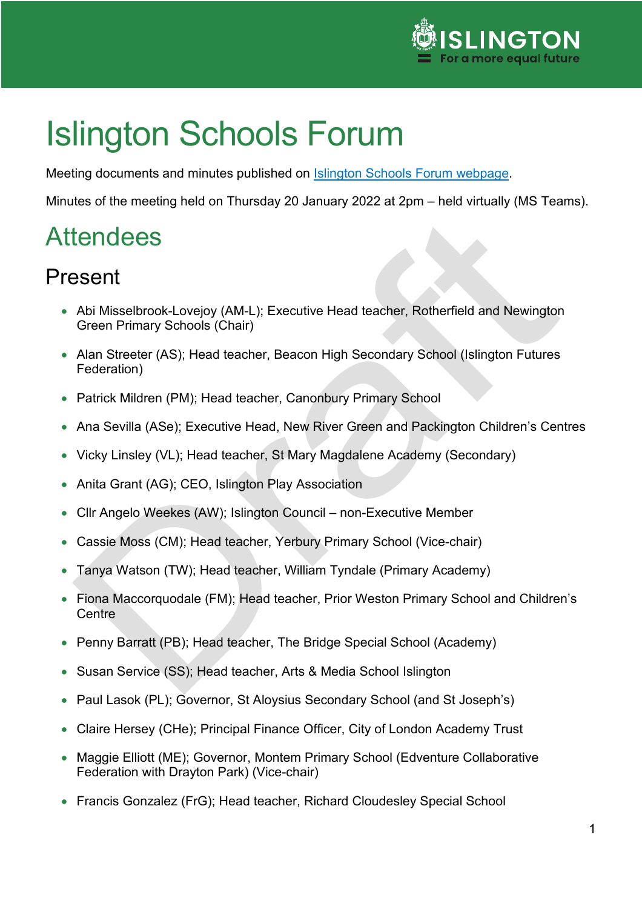# Islington Schools Forum

Meeting documents and minutes published on [Islington Schools Forum webpage](#).

Minutes of the meeting held on Thursday 20 January 2022 at 2pm – held virtually (MS Teams).

## Attendees

### Present

- Abi Misselbrook-Lovejoy (AM-L); Executive Head teacher, Rotherfield and Newington Green Primary Schools (Chair)
- Alan Streeter (AS); Head teacher, Beacon High Secondary School (Islington Futures Federation)
- Patrick Mildren (PM); Head teacher, Canonbury Primary School
- Ana Sevilla (ASe); Executive Head, New River Green and Packington Children's Centres
- Vicky Linsley (VL); Head teacher, St Mary Magdalene Academy (Secondary)
- Anita Grant (AG); CEO, Islington Play Association
- Cllr Angelo Weekes (AW); Islington Council – non-Executive Member
- Cassie Moss (CM); Head teacher, Yerbury Primary School (Vice-chair)
- Tanya Watson (TW); Head teacher, William Tyndale (Primary Academy)
- Fiona Maccorquodale (FM); Head teacher, Prior Weston Primary School and Children's Centre
- Penny Barratt (PB); Head teacher, The Bridge Special School (Academy)
- Susan Service (SS); Head teacher, Arts & Media School Islington
- Paul Lasok (PL); Governor, St Aloysius Secondary School (and St Joseph's)
- Claire Hersey (CHe); Principal Finance Officer, City of London Academy Trust
- Maggie Elliott (ME); Governor, Montem Primary School (Edventure Collaborative Federation with Drayton Park) (Vice-chair)
- Francis Gonzalez (FrG); Head teacher, Richard Cloudesley Special School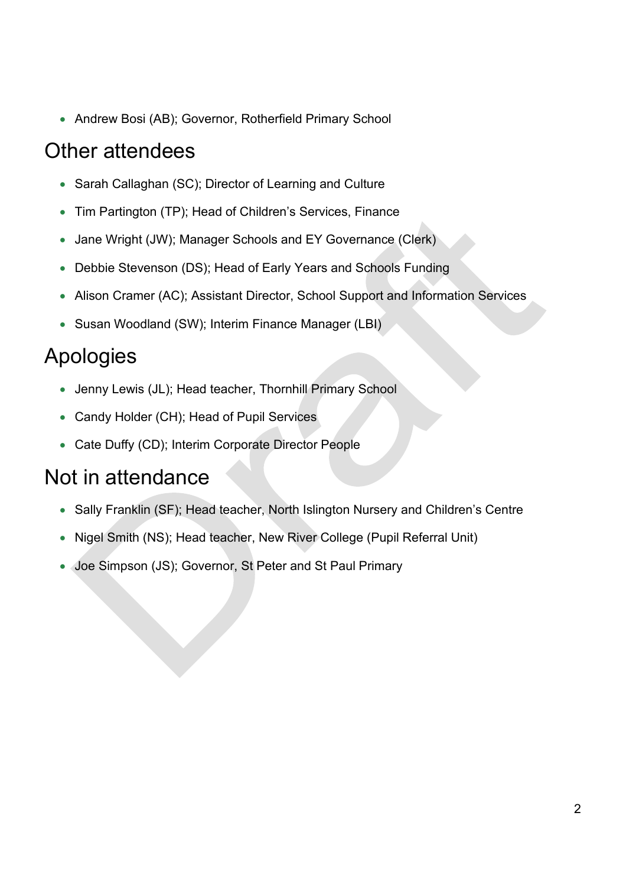- Andrew Bosi (AB); Governor, Rotherfield Primary School

# Other attendees

- Sarah Callaghan (SC); Director of Learning and Culture
- Tim Partington (TP); Head of Children's Services, Finance
- Jane Wright (JW); Manager Schools and EY Governance (Clerk)
- Debbie Stevenson (DS); Head of Early Years and Schools Funding
- Alison Cramer (AC); Assistant Director, School Support and Information Services
- Susan Woodland (SW); Interim Finance Manager (LBI)

# Apologies

- Jenny Lewis (JL); Head teacher, Thornhill Primary School
- Candy Holder (CH); Head of Pupil Services
- Cate Duffy (CD); Interim Corporate Director People

# Not in attendance

- Sally Franklin (SF); Head teacher, North Islington Nursery and Children's Centre
- Nigel Smith (NS); Head teacher, New River College (Pupil Referral Unit)
- Joe Simpson (JS); Governor, St Peter and St Paul Primary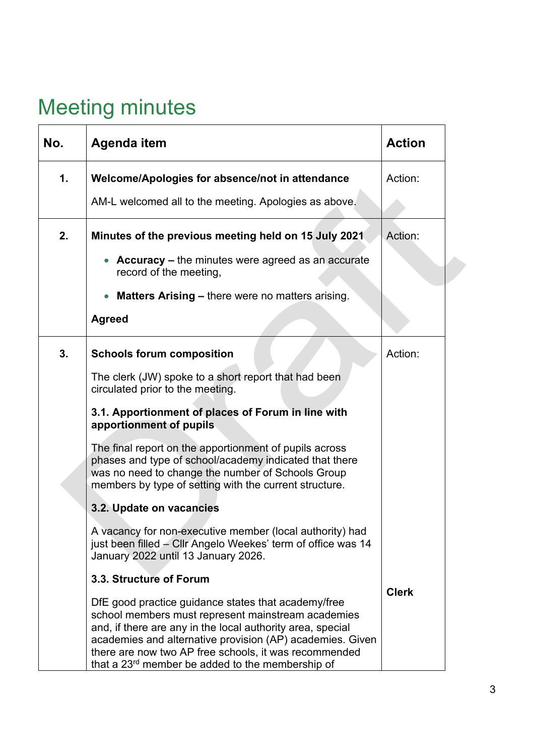# Meeting minutes

| No. | Agenda item | Action |
|---|---|---|
| **1.** | **Welcome/Apologies for absence/not in attendance**<br><br>AM-L welcomed all to the meeting. Apologies as above. | Action: |
| **2.** | **Minutes of the previous meeting held on 15 July 2021**<br><br>• **Accuracy –** the minutes were agreed as an accurate record of the meeting,<br><br>• **Matters Arising –** there were no matters arising.<br><br>**Agreed** | Action: |
| **3.** | **Schools forum composition**<br><br>The clerk (JW) spoke to a short report that had been circulated prior to the meeting.<br><br>**3.1. Apportionment of places of Forum in line with apportionment of pupils**<br><br>The final report on the apportionment of pupils across phases and type of school/academy indicated that there was no need to change the number of Schools Group members by type of setting with the current structure.<br><br>**3.2. Update on vacancies**<br><br>A vacancy for non-executive member (local authority) had just been filled – Cllr Angelo Weekes' term of office was 14 January 2022 until 13 January 2026.<br><br>**3.3. Structure of Forum**<br><br>DfE good practice guidance states that academy/free school members must represent mainstream academies and, if there are any in the local authority area, special academies and alternative provision (AP) academies. Given there are now two AP free schools, it was recommended that a 23rd member be added to the membership of | Action:<br><br>**Clerk** |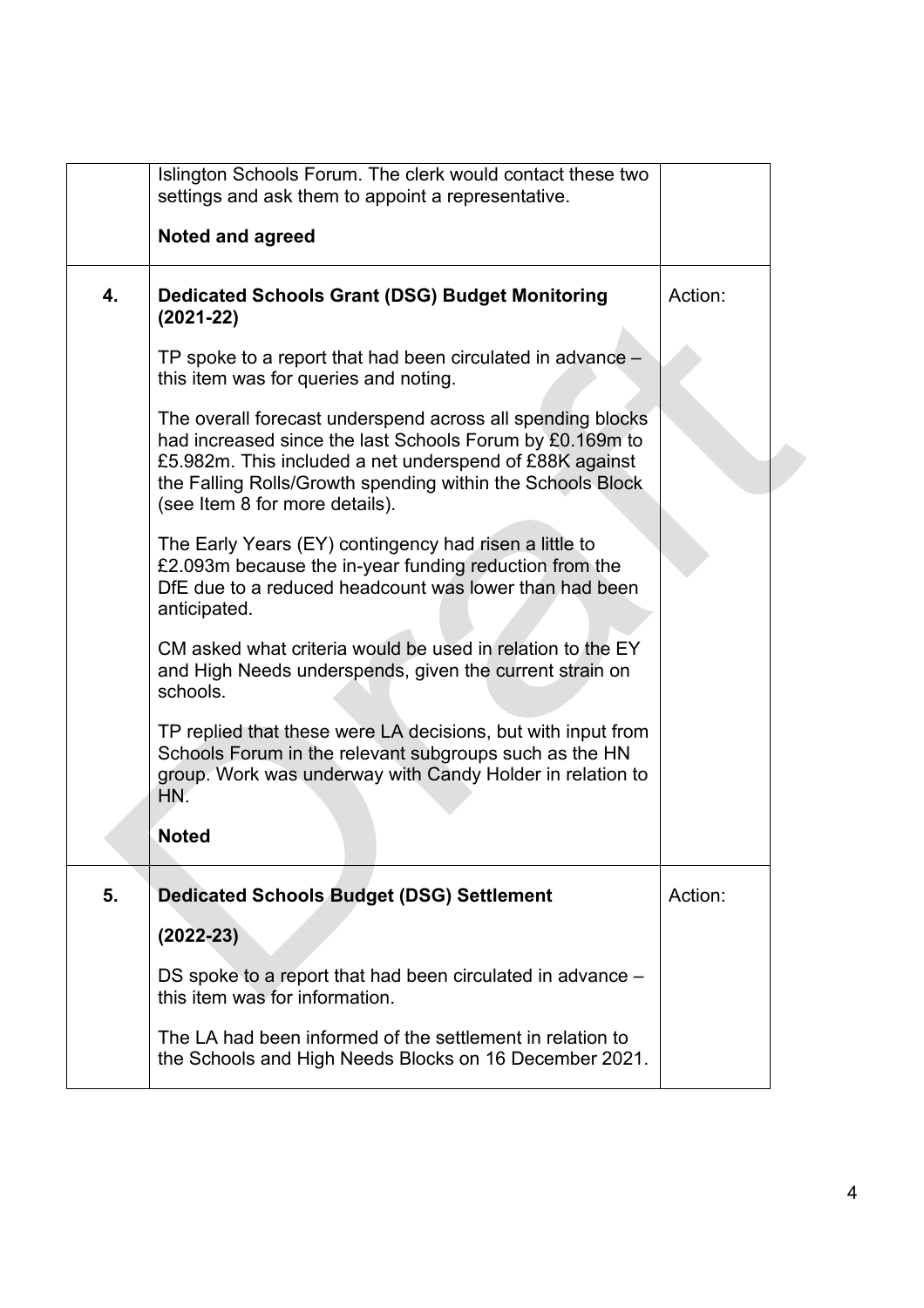| | | |
|---|---|---|
| | Islington Schools Forum. The clerk would contact these two settings and ask them to appoint a representative.<br><br>**Noted and agreed** | |
| **4.** | **Dedicated Schools Grant (DSG) Budget Monitoring (2021-22)**<br><br>TP spoke to a report that had been circulated in advance – this item was for queries and noting.<br><br>The overall forecast underspend across all spending blocks had increased since the last Schools Forum by £0.169m to £5.982m. This included a net underspend of £88K against the Falling Rolls/Growth spending within the Schools Block (see Item 8 for more details).<br><br>The Early Years (EY) contingency had risen a little to £2.093m because the in-year funding reduction from the DfE due to a reduced headcount was lower than had been anticipated.<br><br>CM asked what criteria would be used in relation to the EY and High Needs underspends, given the current strain on schools.<br><br>TP replied that these were LA decisions, but with input from Schools Forum in the relevant subgroups such as the HN group. Work was underway with Candy Holder in relation to HN.<br><br>**Noted** | Action: |
| **5.** | **Dedicated Schools Budget (DSG) Settlement**<br><br>**(2022-23)**<br><br>DS spoke to a report that had been circulated in advance – this item was for information.<br><br>The LA had been informed of the settlement in relation to the Schools and High Needs Blocks on 16 December 2021. | Action: |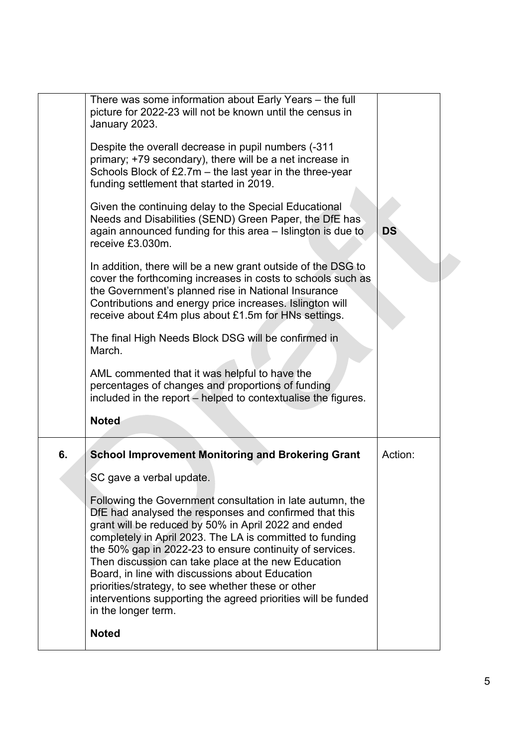| | | |
|---|---|---|
| | There was some information about Early Years – the full picture for 2022-23 will not be known until the census in January 2023.<br><br>Despite the overall decrease in pupil numbers (-311 primary; +79 secondary), there will be a net increase in Schools Block of £2.7m – the last year in the three-year funding settlement that started in 2019.<br><br>Given the continuing delay to the Special Educational Needs and Disabilities (SEND) Green Paper, the DfE has again announced funding for this area – Islington is due to receive £3.030m.<br><br>In addition, there will be a new grant outside of the DSG to cover the forthcoming increases in costs to schools such as the Government's planned rise in National Insurance Contributions and energy price increases. Islington will receive about £4m plus about £1.5m for HNs settings.<br><br>The final High Needs Block DSG will be confirmed in March.<br><br>AML commented that it was helpful to have the percentages of changes and proportions of funding included in the report – helped to contextualise the figures.<br><br>**Noted** | **DS** |
| **6.** | **School Improvement Monitoring and Brokering Grant**<br><br>SC gave a verbal update.<br><br>Following the Government consultation in late autumn, the DfE had analysed the responses and confirmed that this grant will be reduced by 50% in April 2022 and ended completely in April 2023. The LA is committed to funding the 50% gap in 2022-23 to ensure continuity of services. Then discussion can take place at the new Education Board, in line with discussions about Education priorities/strategy, to see whether these or other interventions supporting the agreed priorities will be funded in the longer term.<br><br>**Noted** | Action: |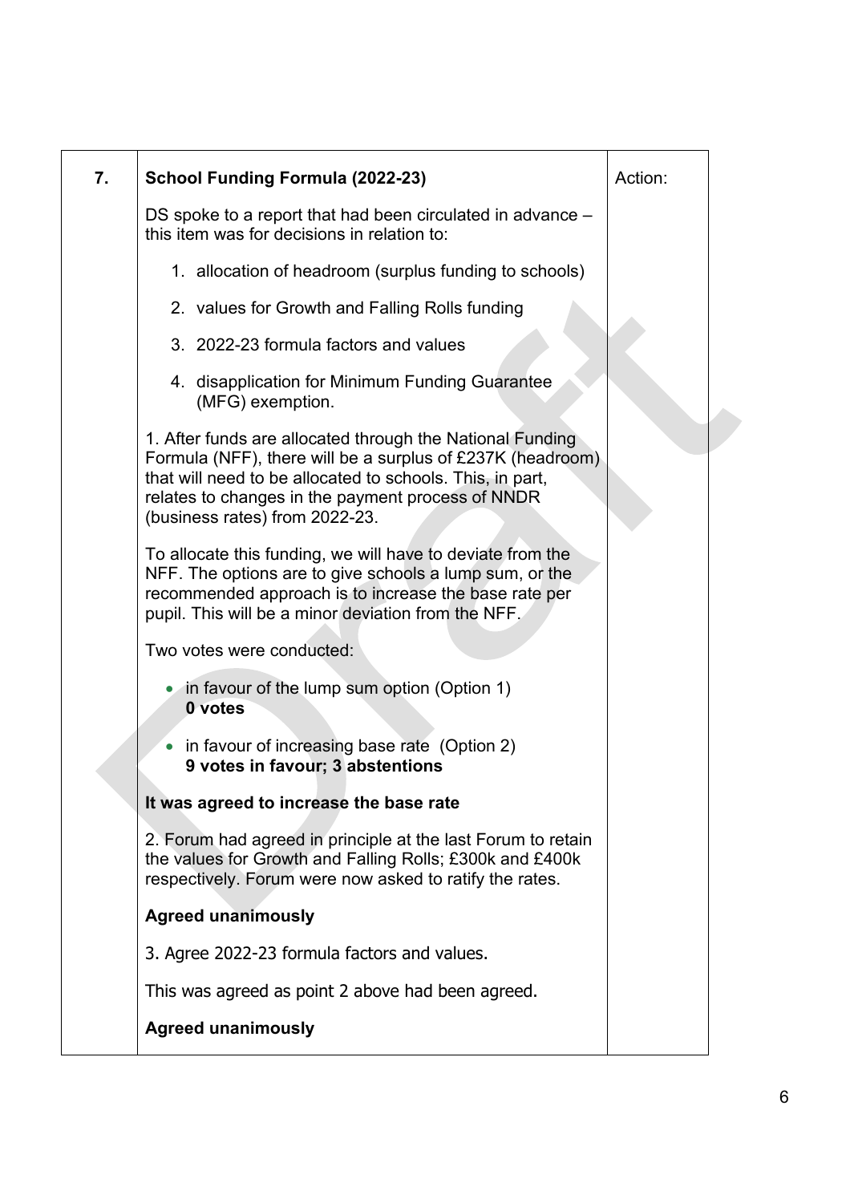| 7. | **School Funding Formula (2022-23)** | Action: |
|---|---|---|
| | DS spoke to a report that had been circulated in advance – this item was for decisions in relation to:<br><br>1. allocation of headroom (surplus funding to schools)<br>2. values for Growth and Falling Rolls funding<br>3. 2022-23 formula factors and values<br>4. disapplication for Minimum Funding Guarantee (MFG) exemption.<br><br>1. After funds are allocated through the National Funding Formula (NFF), there will be a surplus of £237K (headroom) that will need to be allocated to schools. This, in part, relates to changes in the payment process of NNDR (business rates) from 2022-23.<br><br>To allocate this funding, we will have to deviate from the NFF. The options are to give schools a lump sum, or the recommended approach is to increase the base rate per pupil. This will be a minor deviation from the NFF.<br><br>Two votes were conducted:<br><br>• in favour of the lump sum option (Option 1) **0 votes**<br>• in favour of increasing base rate (Option 2) **9 votes in favour; 3 abstentions**<br><br>**It was agreed to increase the base rate**<br><br>2. Forum had agreed in principle at the last Forum to retain the values for Growth and Falling Rolls; £300k and £400k respectively. Forum were now asked to ratify the rates.<br><br>**Agreed unanimously**<br><br>3. Agree 2022-23 formula factors and values.<br><br>This was agreed as point 2 above had been agreed.<br><br>**Agreed unanimously** | |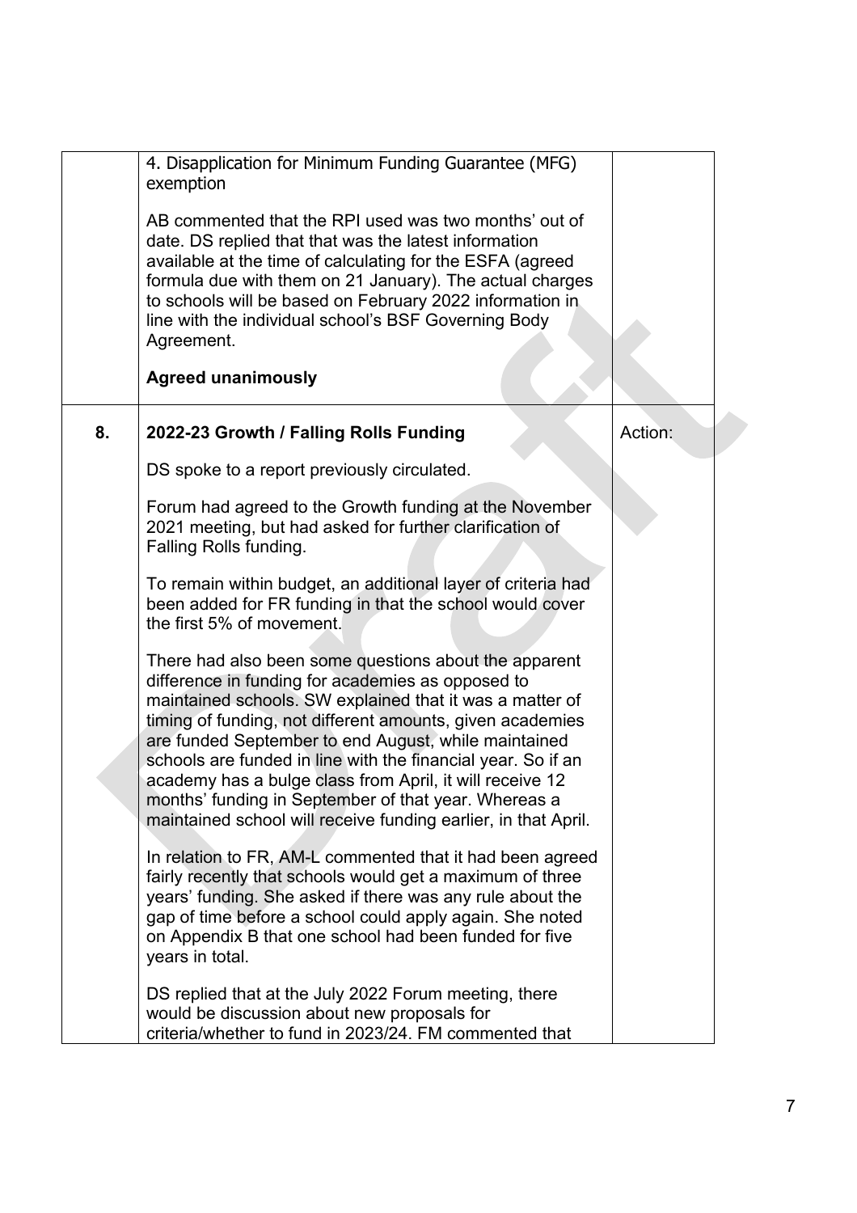| | | |
|---|---|---|
| | 4. Disapplication for Minimum Funding Guarantee (MFG) exemption<br><br>AB commented that the RPI used was two months' out of date. DS replied that that was the latest information available at the time of calculating for the ESFA (agreed formula due with them on 21 January). The actual charges to schools will be based on February 2022 information in line with the individual school's BSF Governing Body Agreement.<br><br>**Agreed unanimously** | |
| **8.** | **2022-23 Growth / Falling Rolls Funding**<br><br>DS spoke to a report previously circulated.<br><br>Forum had agreed to the Growth funding at the November 2021 meeting, but had asked for further clarification of Falling Rolls funding.<br><br>To remain within budget, an additional layer of criteria had been added for FR funding in that the school would cover the first 5% of movement.<br><br>There had also been some questions about the apparent difference in funding for academies as opposed to maintained schools. SW explained that it was a matter of timing of funding, not different amounts, given academies are funded September to end August, while maintained schools are funded in line with the financial year. So if an academy has a bulge class from April, it will receive 12 months' funding in September of that year. Whereas a maintained school will receive funding earlier, in that April.<br><br>In relation to FR, AM-L commented that it had been agreed fairly recently that schools would get a maximum of three years' funding. She asked if there was any rule about the gap of time before a school could apply again. She noted on Appendix B that one school had been funded for five years in total.<br><br>DS replied that at the July 2022 Forum meeting, there would be discussion about new proposals for criteria/whether to fund in 2023/24. FM commented that | Action: |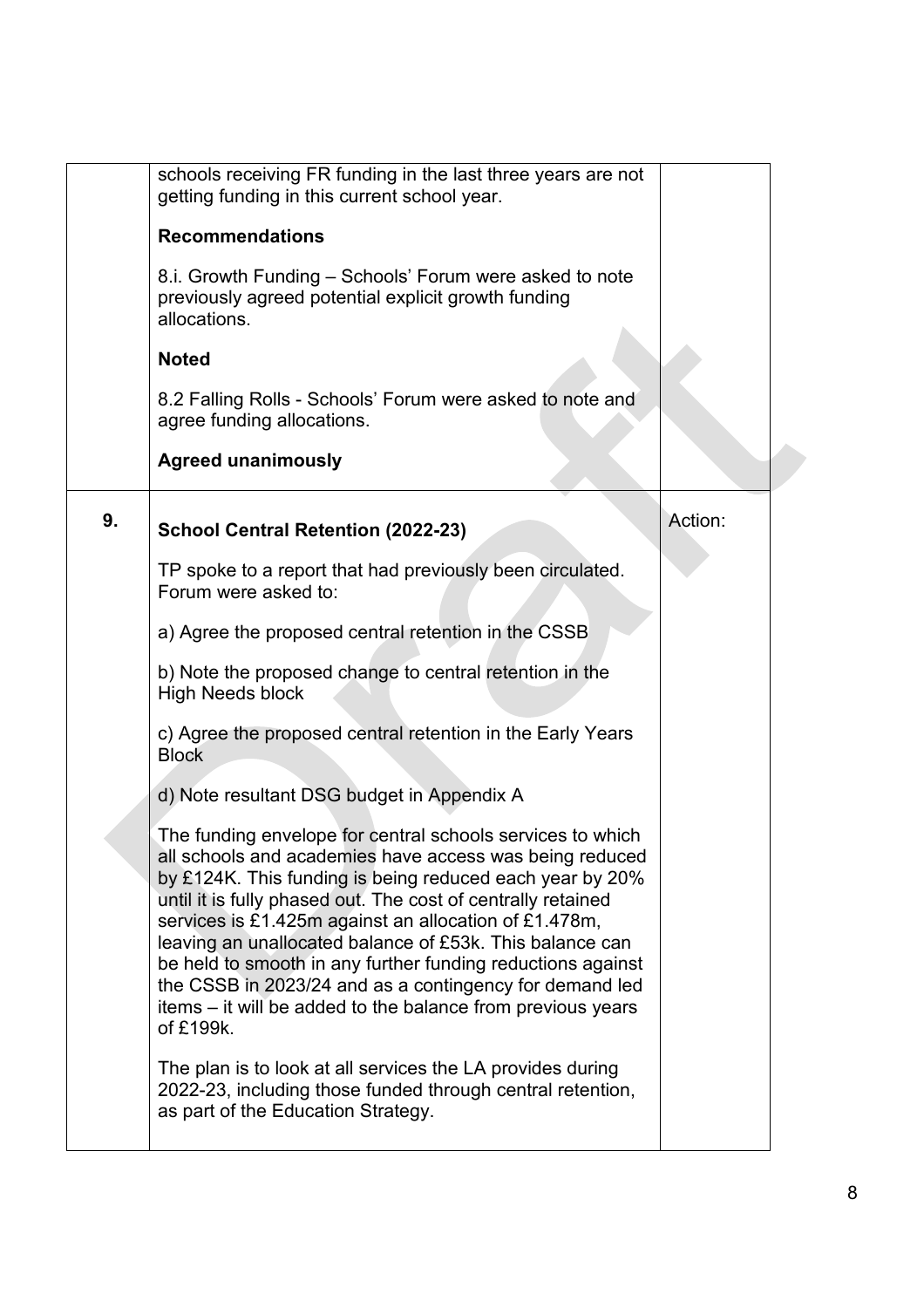| | | |
|---|---|---|
| | schools receiving FR funding in the last three years are not getting funding in this current school year.<br><br>**Recommendations**<br><br>8.i. Growth Funding – Schools' Forum were asked to note previously agreed potential explicit growth funding allocations.<br><br>**Noted**<br><br>8.2 Falling Rolls - Schools' Forum were asked to note and agree funding allocations.<br><br>**Agreed unanimously** | |
| **9.** | **School Central Retention (2022-23)**<br><br>TP spoke to a report that had previously been circulated. Forum were asked to:<br><br>a) Agree the proposed central retention in the CSSB<br><br>b) Note the proposed change to central retention in the High Needs block<br><br>c) Agree the proposed central retention in the Early Years Block<br><br>d) Note resultant DSG budget in Appendix A<br><br>The funding envelope for central schools services to which all schools and academies have access was being reduced by £124K. This funding is being reduced each year by 20% until it is fully phased out. The cost of centrally retained services is £1.425m against an allocation of £1.478m, leaving an unallocated balance of £53k. This balance can be held to smooth in any further funding reductions against the CSSB in 2023/24 and as a contingency for demand led items – it will be added to the balance from previous years of £199k.<br><br>The plan is to look at all services the LA provides during 2022-23, including those funded through central retention, as part of the Education Strategy. | Action: |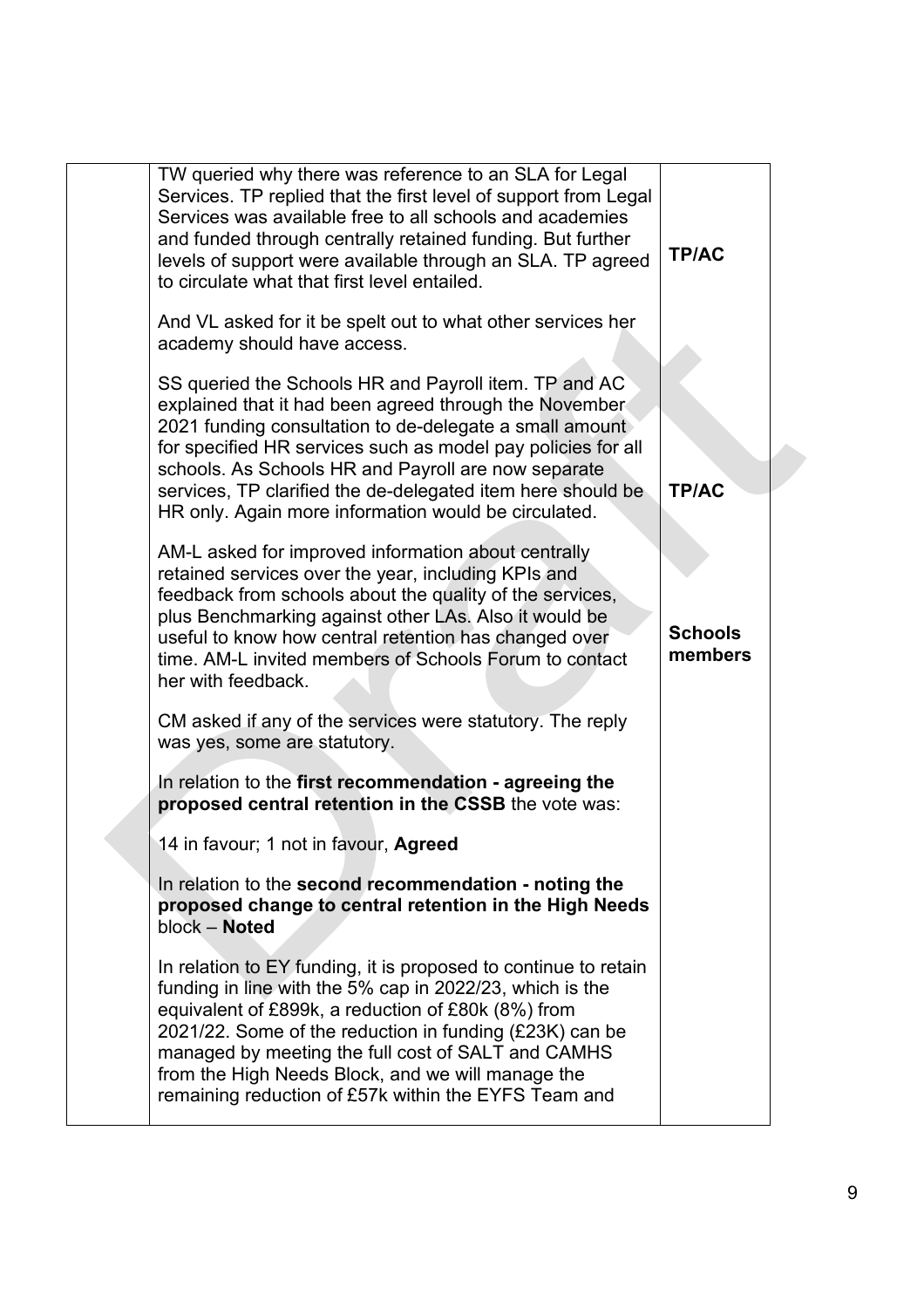| | | |
|---|---|---|
| | TW queried why there was reference to an SLA for Legal Services. TP replied that the first level of support from Legal Services was available free to all schools and academies and funded through centrally retained funding. But further levels of support were available through an SLA. TP agreed to circulate what that first level entailed.<br><br>And VL asked for it be spelt out to what other services her academy should have access. | **TP/AC** |
| | SS queried the Schools HR and Payroll item. TP and AC explained that it had been agreed through the November 2021 funding consultation to de-delegate a small amount for specified HR services such as model pay policies for all schools. As Schools HR and Payroll are now separate services, TP clarified the de-delegated item here should be HR only. Again more information would be circulated. | **TP/AC** |
| | AM-L asked for improved information about centrally retained services over the year, including KPIs and feedback from schools about the quality of the services, plus Benchmarking against other LAs. Also it would be useful to know how central retention has changed over time. AM-L invited members of Schools Forum to contact her with feedback. | **Schools members** |
| | CM asked if any of the services were statutory. The reply was yes, some are statutory.<br><br>In relation to the **first recommendation - agreeing the proposed central retention in the CSSB** the vote was:<br><br>14 in favour; 1 not in favour, **Agreed**<br><br>In relation to the **second recommendation - noting the proposed change to central retention in the High Needs** block – **Noted**<br><br>In relation to EY funding, it is proposed to continue to retain funding in line with the 5% cap in 2022/23, which is the equivalent of £899k, a reduction of £80k (8%) from 2021/22. Some of the reduction in funding (£23K) can be managed by meeting the full cost of SALT and CAMHS from the High Needs Block, and we will manage the remaining reduction of £57k within the EYFS Team and | |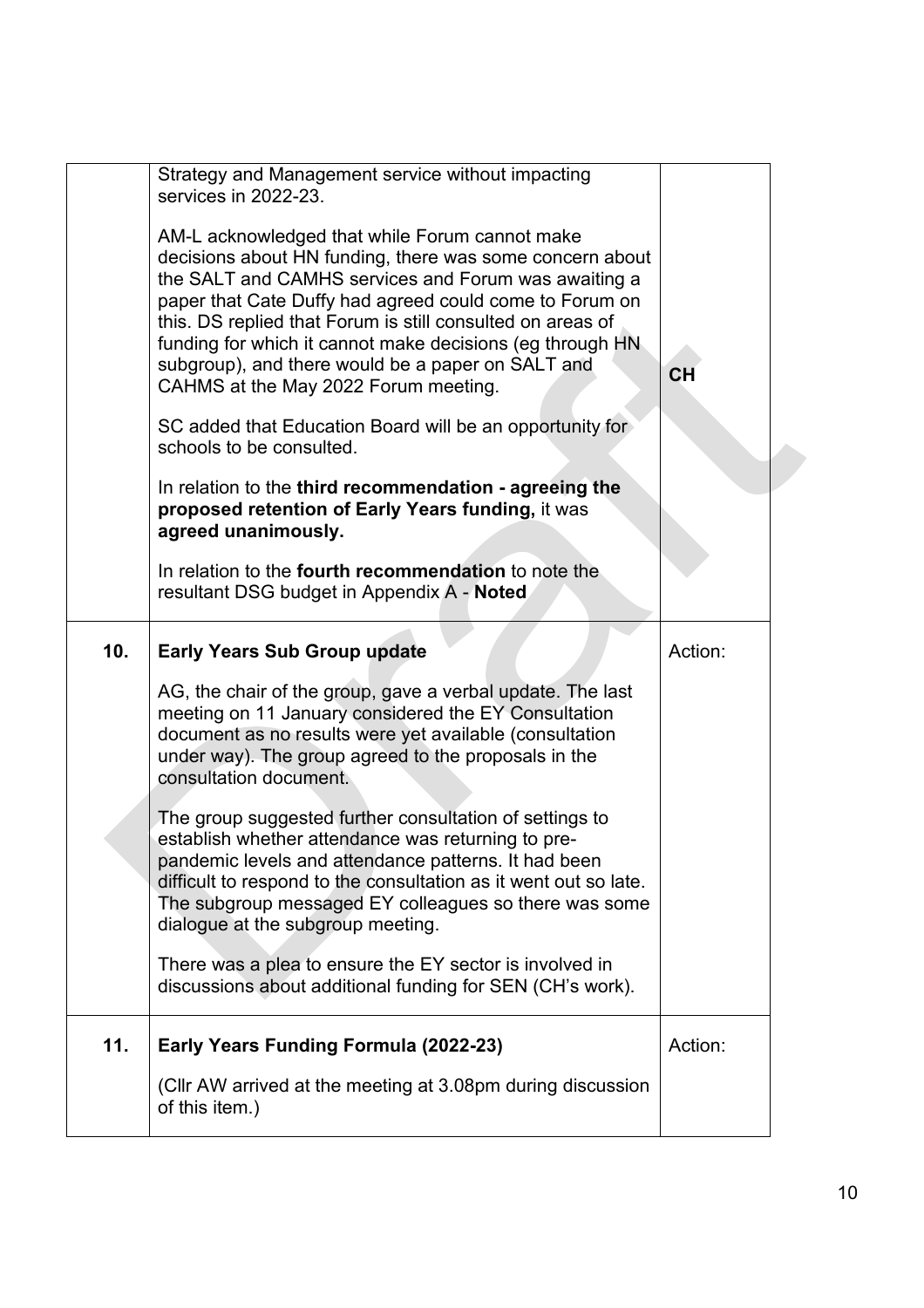| | | |
|---|---|---|
| | Strategy and Management service without impacting services in 2022-23.<br><br>AM-L acknowledged that while Forum cannot make decisions about HN funding, there was some concern about the SALT and CAMHS services and Forum was awaiting a paper that Cate Duffy had agreed could come to Forum on this. DS replied that Forum is still consulted on areas of funding for which it cannot make decisions (eg through HN subgroup), and there would be a paper on SALT and CAHMS at the May 2022 Forum meeting.<br><br>SC added that Education Board will be an opportunity for schools to be consulted.<br><br>In relation to the **third recommendation - agreeing the proposed retention of Early Years funding,** it was **agreed unanimously.**<br><br>In relation to the **fourth recommendation** to note the resultant DSG budget in Appendix A - **Noted** | **CH** |
| **10.** | **Early Years Sub Group update**<br><br>AG, the chair of the group, gave a verbal update. The last meeting on 11 January considered the EY Consultation document as no results were yet available (consultation under way). The group agreed to the proposals in the consultation document.<br><br>The group suggested further consultation of settings to establish whether attendance was returning to pre-pandemic levels and attendance patterns. It had been difficult to respond to the consultation as it went out so late. The subgroup messaged EY colleagues so there was some dialogue at the subgroup meeting.<br><br>There was a plea to ensure the EY sector is involved in discussions about additional funding for SEN (CH's work). | Action: |
| **11.** | **Early Years Funding Formula (2022-23)**<br><br>(Cllr AW arrived at the meeting at 3.08pm during discussion of this item.) | Action: |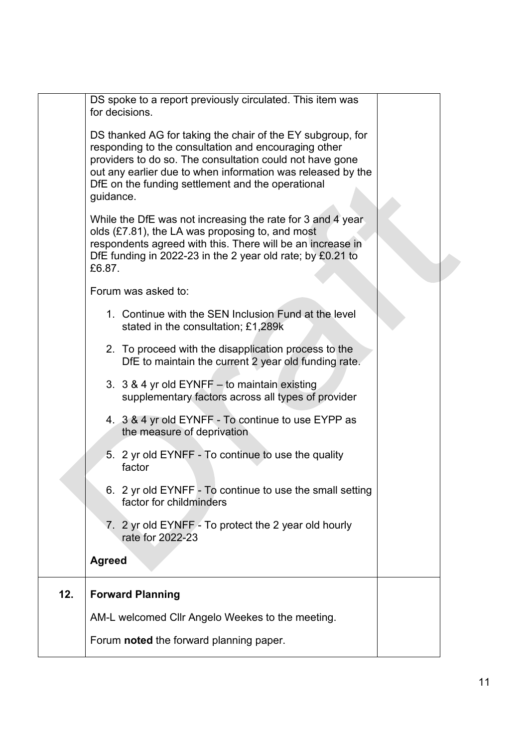| | | |
|---|---|---|
| | DS spoke to a report previously circulated. This item was for decisions.<br><br>DS thanked AG for taking the chair of the EY subgroup, for responding to the consultation and encouraging other providers to do so. The consultation could not have gone out any earlier due to when information was released by the DfE on the funding settlement and the operational guidance.<br><br>While the DfE was not increasing the rate for 3 and 4 year olds (£7.81), the LA was proposing to, and most respondents agreed with this. There will be an increase in DfE funding in 2022-23 in the 2 year old rate; by £0.21 to £6.87.<br><br>Forum was asked to:<br><br>1. Continue with the SEN Inclusion Fund at the level stated in the consultation; £1,289k<br>2. To proceed with the disapplication process to the DfE to maintain the current 2 year old funding rate.<br>3. 3 & 4 yr old EYNFF – to maintain existing supplementary factors across all types of provider<br>4. 3 & 4 yr old EYNFF - To continue to use EYPP as the measure of deprivation<br>5. 2 yr old EYNFF - To continue to use the quality factor<br>6. 2 yr old EYNFF - To continue to use the small setting factor for childminders<br>7. 2 yr old EYNFF - To protect the 2 year old hourly rate for 2022-23<br><br>**Agreed** | |
| **12.** | **Forward Planning**<br><br>AM-L welcomed Cllr Angelo Weekes to the meeting.<br><br>Forum **noted** the forward planning paper. | |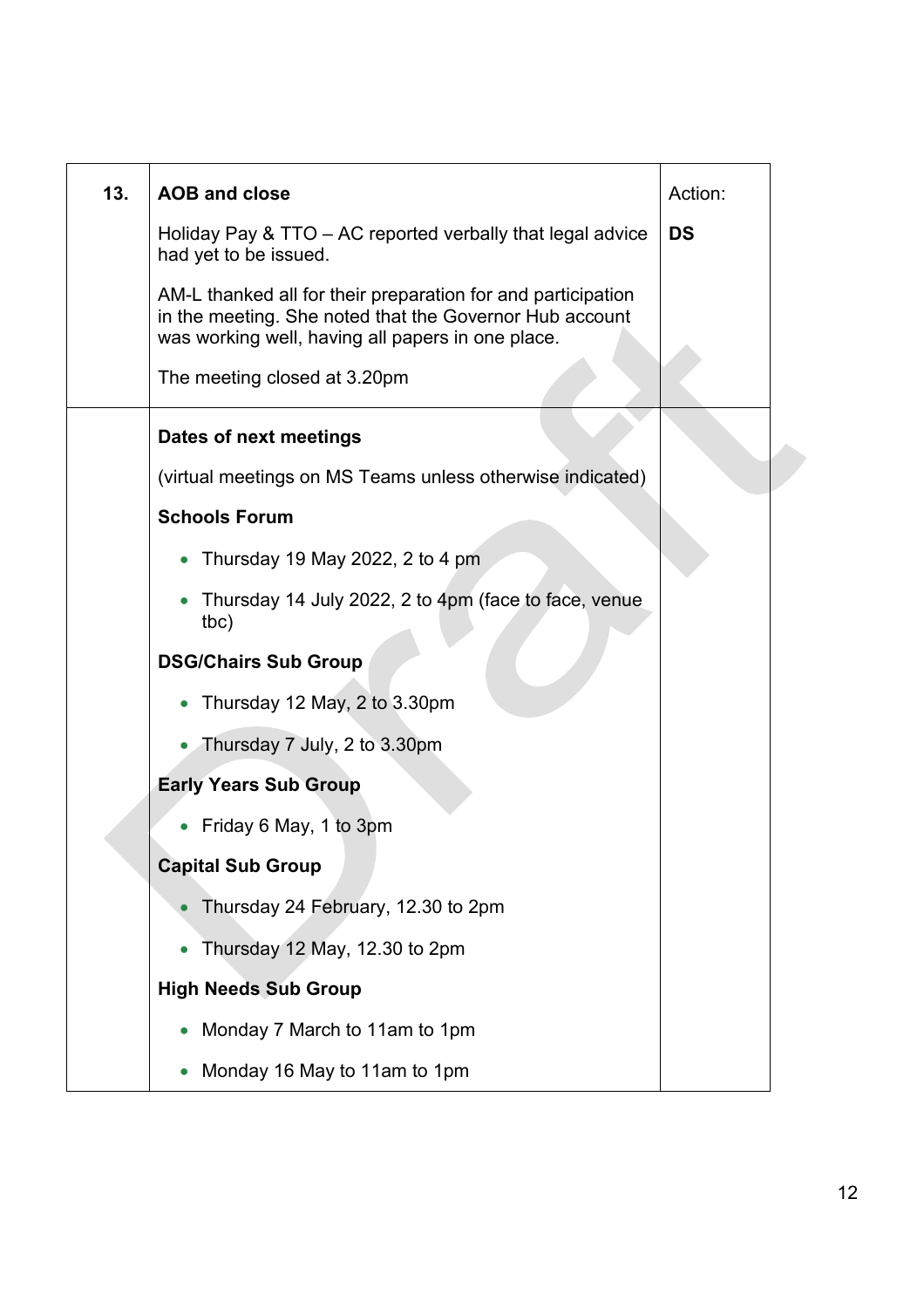| | | |
|---|---|---|
| **13.** | **AOB and close** | Action: |
| | Holiday Pay & TTO – AC reported verbally that legal advice had yet to be issued. | **DS** |
| | AM-L thanked all for their preparation for and participation in the meeting. She noted that the Governor Hub account was working well, having all papers in one place. | |
| | The meeting closed at 3.20pm | |
| | **Dates of next meetings**<br><br>(virtual meetings on MS Teams unless otherwise indicated)<br><br>**Schools Forum**<br>• Thursday 19 May 2022, 2 to 4 pm<br>• Thursday 14 July 2022, 2 to 4pm (face to face, venue tbc)<br><br>**DSG/Chairs Sub Group**<br>• Thursday 12 May, 2 to 3.30pm<br>• Thursday 7 July, 2 to 3.30pm<br><br>**Early Years Sub Group**<br>• Friday 6 May, 1 to 3pm<br><br>**Capital Sub Group**<br>• Thursday 24 February, 12.30 to 2pm<br>• Thursday 12 May, 12.30 to 2pm<br><br>**High Needs Sub Group**<br>• Monday 7 March to 11am to 1pm<br>• Monday 16 May to 11am to 1pm | |

Draft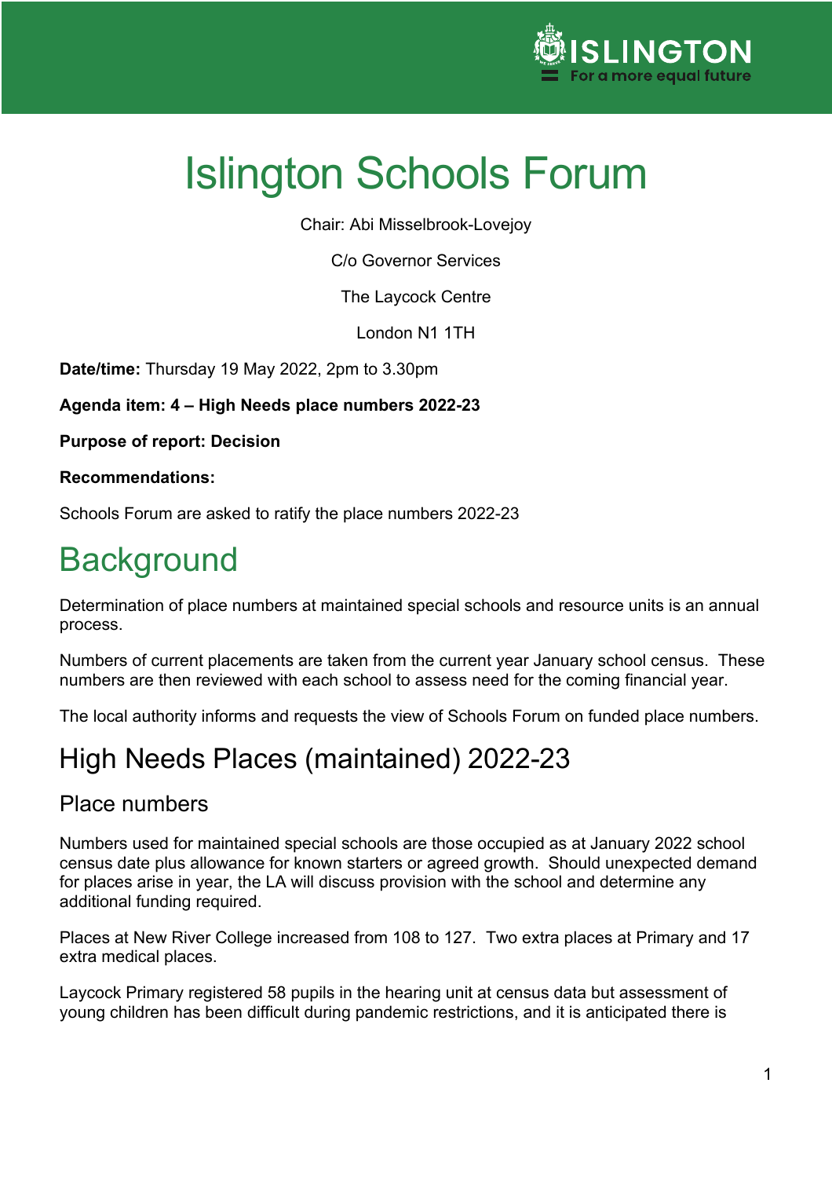# Islington Schools Forum

Chair: Abi Misselbrook-Lovejoy

C/o Governor Services

The Laycock Centre

London N1 1TH

**Date/time:** Thursday 19 May 2022, 2pm to 3.30pm

**Agenda item: 4 – High Needs place numbers 2022-23**

**Purpose of report: Decision**

**Recommendations:**

Schools Forum are asked to ratify the place numbers 2022-23

# Background

Determination of place numbers at maintained special schools and resource units is an annual process.

Numbers of current placements are taken from the current year January school census. These numbers are then reviewed with each school to assess need for the coming financial year.

The local authority informs and requests the view of Schools Forum on funded place numbers.

## High Needs Places (maintained) 2022-23

### Place numbers

Numbers used for maintained special schools are those occupied as at January 2022 school census date plus allowance for known starters or agreed growth. Should unexpected demand for places arise in year, the LA will discuss provision with the school and determine any additional funding required.

Places at New River College increased from 108 to 127. Two extra places at Primary and 17 extra medical places.

Laycock Primary registered 58 pupils in the hearing unit at census data but assessment of young children has been difficult during pandemic restrictions, and it is anticipated there is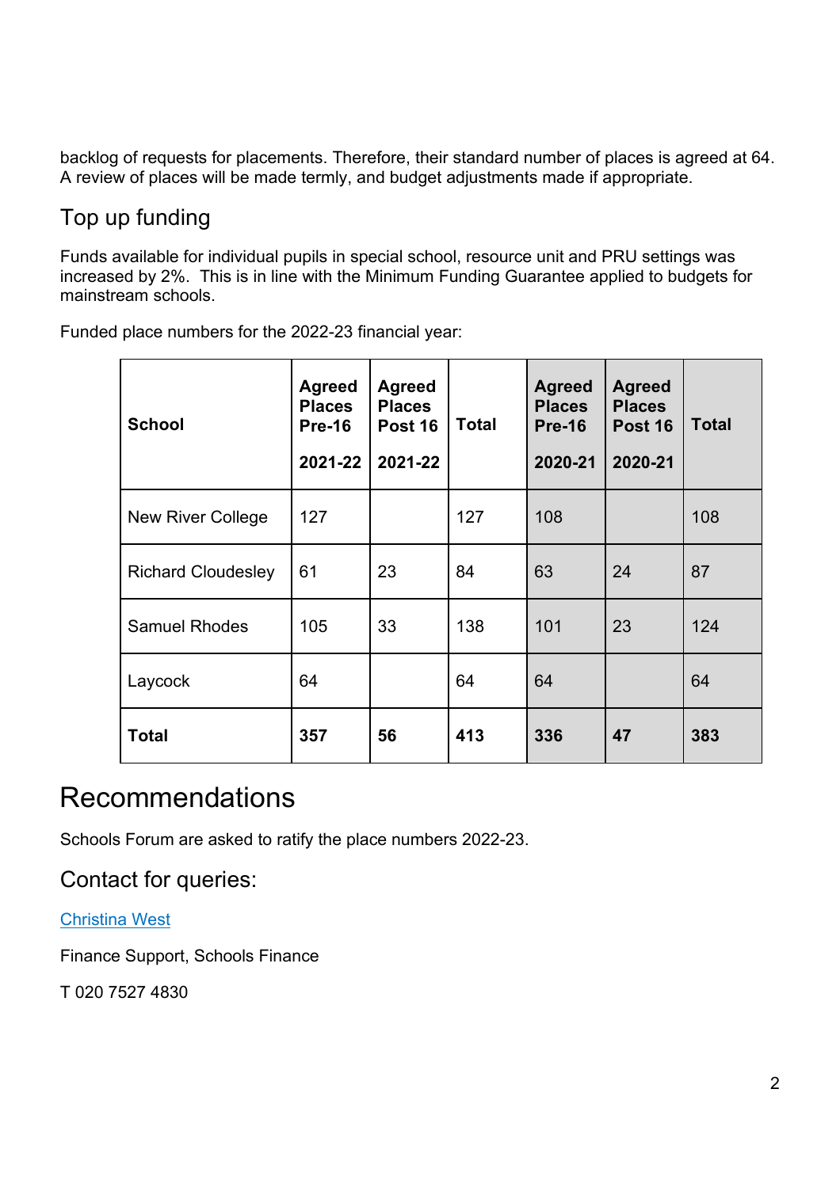backlog of requests for placements. Therefore, their standard number of places is agreed at 64. A review of places will be made termly, and budget adjustments made if appropriate.

## Top up funding

Funds available for individual pupils in special school, resource unit and PRU settings was increased by 2%. This is in line with the Minimum Funding Guarantee applied to budgets for mainstream schools.

Funded place numbers for the 2022-23 financial year:

| School | Agreed Places Pre-16 2021-22 | Agreed Places Post 16 2021-22 | Total | Agreed Places Pre-16 2020-21 | Agreed Places Post 16 2020-21 | Total |
|---|---|---|---|---|---|---|
| New River College | 127 | | 127 | 108 | | 108 |
| Richard Cloudesley | 61 | 23 | 84 | 63 | 24 | 87 |
| Samuel Rhodes | 105 | 33 | 138 | 101 | 23 | 124 |
| Laycock | 64 | | 64 | 64 | | 64 |
| **Total** | **357** | **56** | **413** | **336** | **47** | **383** |

# Recommendations

Schools Forum are asked to ratify the place numbers 2022-23.

## Contact for queries:

Christina West

Finance Support, Schools Finance

T 020 7527 4830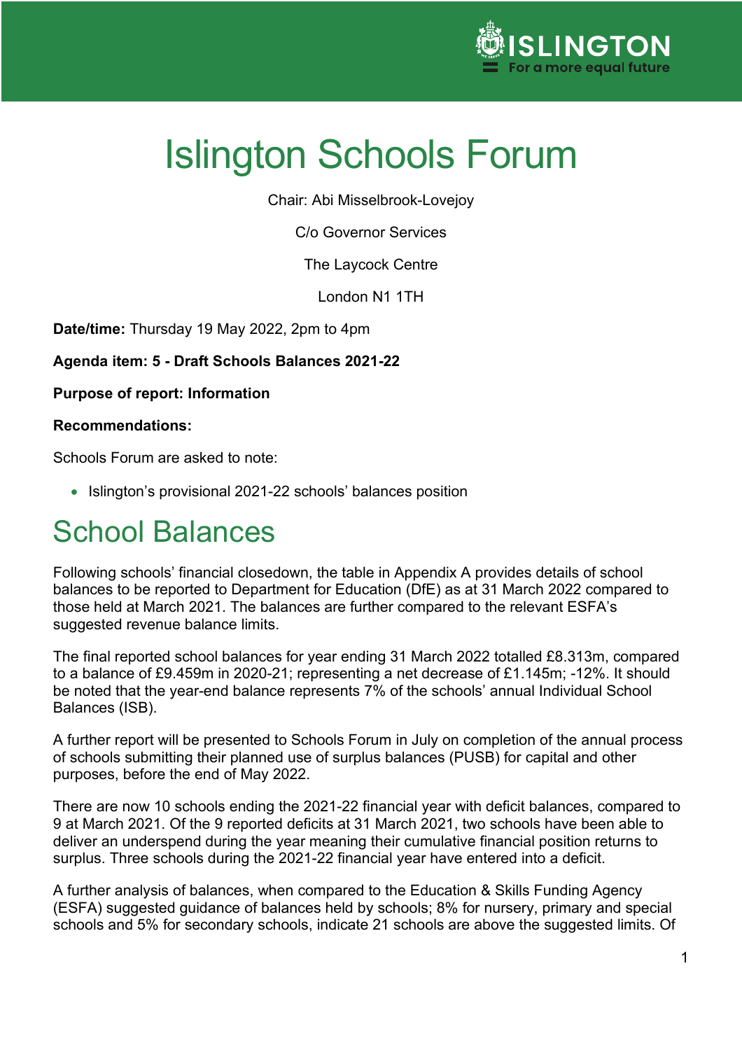# Islington Schools Forum

Chair: Abi Misselbrook-Lovejoy

C/o Governor Services

The Laycock Centre

London N1 1TH

**Date/time:** Thursday 19 May 2022, 2pm to 4pm

**Agenda item: 5 - Draft Schools Balances 2021-22**

**Purpose of report: Information**

**Recommendations:**

Schools Forum are asked to note:

- Islington's provisional 2021-22 schools' balances position

## School Balances

Following schools' financial closedown, the table in Appendix A provides details of school balances to be reported to Department for Education (DfE) as at 31 March 2022 compared to those held at March 2021. The balances are further compared to the relevant ESFA's suggested revenue balance limits.

The final reported school balances for year ending 31 March 2022 totalled £8.313m, compared to a balance of £9.459m in 2020-21; representing a net decrease of £1.145m; -12%. It should be noted that the year-end balance represents 7% of the schools' annual Individual School Balances (ISB).

A further report will be presented to Schools Forum in July on completion of the annual process of schools submitting their planned use of surplus balances (PUSB) for capital and other purposes, before the end of May 2022.

There are now 10 schools ending the 2021-22 financial year with deficit balances, compared to 9 at March 2021. Of the 9 reported deficits at 31 March 2021, two schools have been able to deliver an underspend during the year meaning their cumulative financial position returns to surplus. Three schools during the 2021-22 financial year have entered into a deficit.

A further analysis of balances, when compared to the Education & Skills Funding Agency (ESFA) suggested guidance of balances held by schools; 8% for nursery, primary and special schools and 5% for secondary schools, indicate 21 schools are above the suggested limits. Of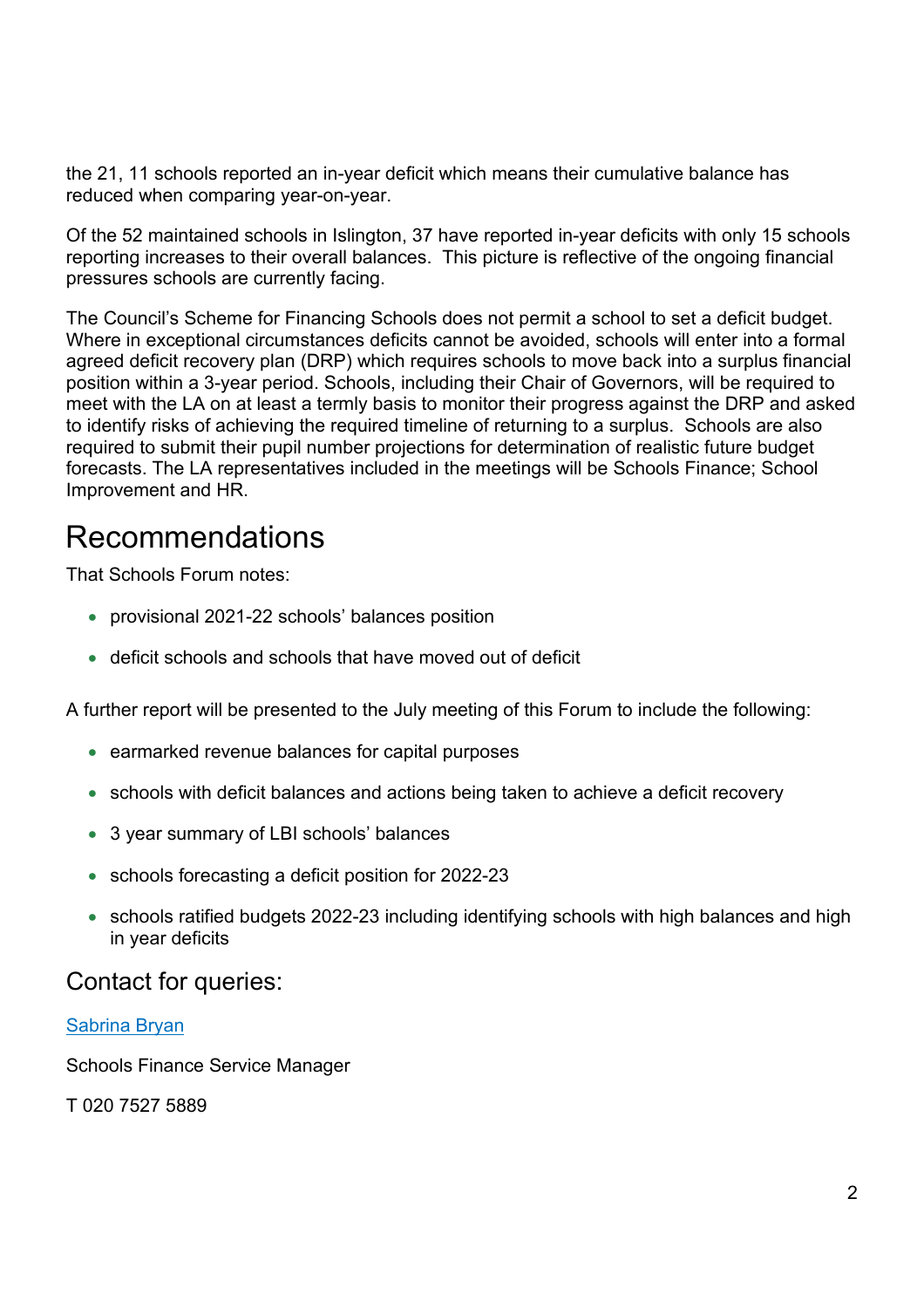the 21, 11 schools reported an in-year deficit which means their cumulative balance has reduced when comparing year-on-year.

Of the 52 maintained schools in Islington, 37 have reported in-year deficits with only 15 schools reporting increases to their overall balances. This picture is reflective of the ongoing financial pressures schools are currently facing.

The Council's Scheme for Financing Schools does not permit a school to set a deficit budget. Where in exceptional circumstances deficits cannot be avoided, schools will enter into a formal agreed deficit recovery plan (DRP) which requires schools to move back into a surplus financial position within a 3-year period. Schools, including their Chair of Governors, will be required to meet with the LA on at least a termly basis to monitor their progress against the DRP and asked to identify risks of achieving the required timeline of returning to a surplus. Schools are also required to submit their pupil number projections for determination of realistic future budget forecasts. The LA representatives included in the meetings will be Schools Finance; School Improvement and HR.

# Recommendations

That Schools Forum notes:

- provisional 2021-22 schools' balances position
- deficit schools and schools that have moved out of deficit

A further report will be presented to the July meeting of this Forum to include the following:

- earmarked revenue balances for capital purposes
- schools with deficit balances and actions being taken to achieve a deficit recovery
- 3 year summary of LBI schools' balances
- schools forecasting a deficit position for 2022-23
- schools ratified budgets 2022-23 including identifying schools with high balances and high in year deficits

## Contact for queries:

Sabrina Bryan

Schools Finance Service Manager

T 020 7527 5889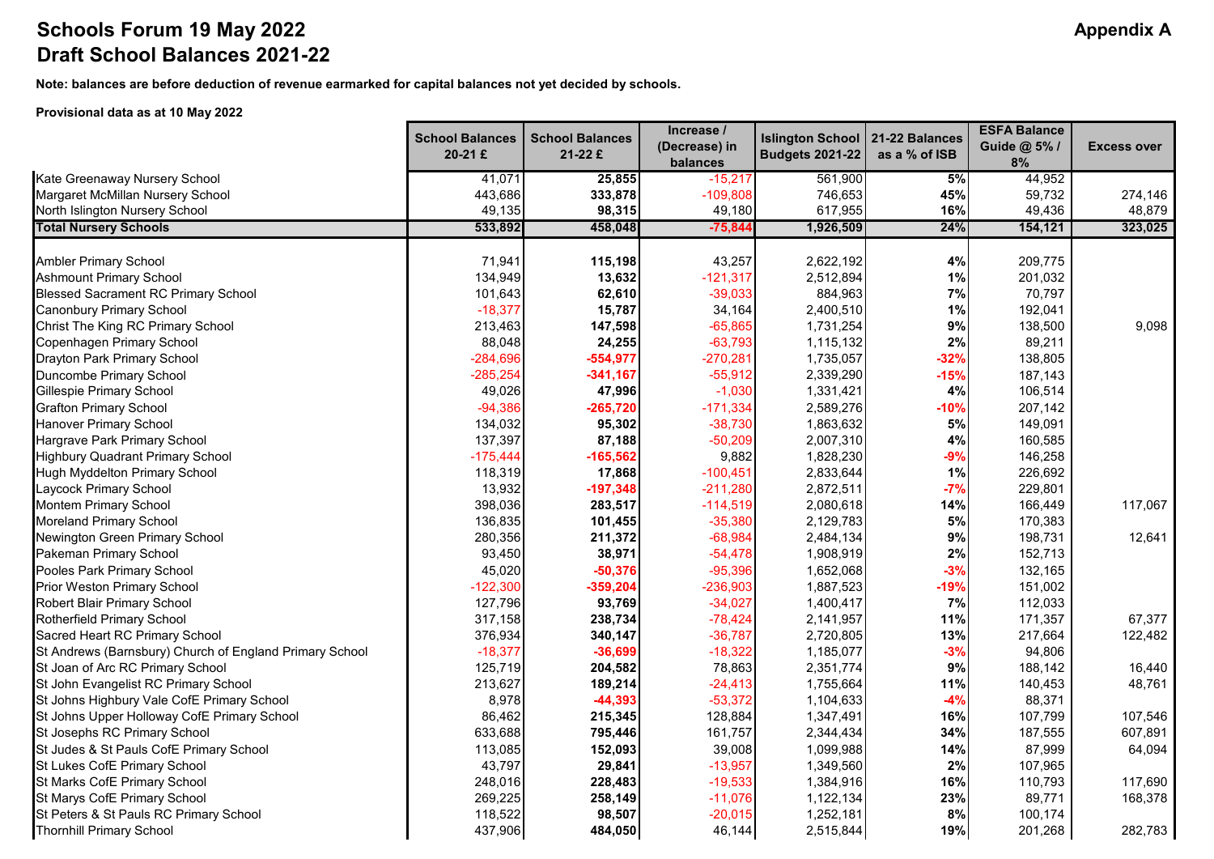# Schools Forum 19 May 2022
# Draft School Balances 2021-22

**Appendix A**

**Note: balances are before deduction of revenue earmarked for capital balances not yet decided by schools.**

**Provisional data as at 10 May 2022**

| | School Balances 20-21 £ | School Balances 21-22 £ | Increase / (Decrease) in balances | Islington School Budgets 2021-22 | 21-22 Balances as a % of ISB | ESFA Balance Guide @ 5% / 8% | Excess over |
|---|---|---|---|---|---|---|---|
| Kate Greenaway Nursery School | 41,071 | **25,855** | -15,217 | 561,900 | **5%** | 44,952 | |
| Margaret McMillan Nursery School | 443,686 | **333,878** | -109,808 | 746,653 | **45%** | 59,732 | 274,146 |
| North Islington Nursery School | 49,135 | **98,315** | 49,180 | 617,955 | **16%** | 49,436 | 48,879 |
| **Total Nursery Schools** | **533,892** | **458,048** | **-75,844** | **1,926,509** | **24%** | **154,121** | **323,025** |
| | | | | | | | |
| Ambler Primary School | 71,941 | **115,198** | 43,257 | 2,622,192 | **4%** | 209,775 | |
| Ashmount Primary School | 134,949 | **13,632** | -121,317 | 2,512,894 | **1%** | 201,032 | |
| Blessed Sacrament RC Primary School | 101,643 | **62,610** | -39,033 | 884,963 | **7%** | 70,797 | |
| Canonbury Primary School | -18,377 | **15,787** | 34,164 | 2,400,510 | **1%** | 192,041 | |
| Christ The King RC Primary School | 213,463 | **147,598** | -65,865 | 1,731,254 | **9%** | 138,500 | 9,098 |
| Copenhagen Primary School | 88,048 | **24,255** | -63,793 | 1,115,132 | **2%** | 89,211 | |
| Drayton Park Primary School | -284,696 | **-554,977** | -270,281 | 1,735,057 | **-32%** | 138,805 | |
| Duncombe Primary School | -285,254 | **-341,167** | -55,912 | 2,339,290 | **-15%** | 187,143 | |
| Gillespie Primary School | 49,026 | **47,996** | -1,030 | 1,331,421 | **4%** | 106,514 | |
| Grafton Primary School | -94,386 | **-265,720** | -171,334 | 2,589,276 | **-10%** | 207,142 | |
| Hanover Primary School | 134,032 | **95,302** | -38,730 | 1,863,632 | **5%** | 149,091 | |
| Hargrave Park Primary School | 137,397 | **87,188** | -50,209 | 2,007,310 | **4%** | 160,585 | |
| Highbury Quadrant Primary School | -175,444 | **-165,562** | 9,882 | 1,828,230 | **-9%** | 146,258 | |
| Hugh Myddelton Primary School | 118,319 | **17,868** | -100,451 | 2,833,644 | **1%** | 226,692 | |
| Laycock Primary School | 13,932 | **-197,348** | -211,280 | 2,872,511 | **-7%** | 229,801 | |
| Montem Primary School | 398,036 | **283,517** | -114,519 | 2,080,618 | **14%** | 166,449 | 117,067 |
| Moreland Primary School | 136,835 | **101,455** | -35,380 | 2,129,783 | **5%** | 170,383 | |
| Newington Green Primary School | 280,356 | **211,372** | -68,984 | 2,484,134 | **9%** | 198,731 | 12,641 |
| Pakeman Primary School | 93,450 | **38,971** | -54,478 | 1,908,919 | **2%** | 152,713 | |
| Pooles Park Primary School | 45,020 | **-50,376** | -95,396 | 1,652,068 | **-3%** | 132,165 | |
| Prior Weston Primary School | -122,300 | **-359,204** | -236,903 | 1,887,523 | **-19%** | 151,002 | |
| Robert Blair Primary School | 127,796 | **93,769** | -34,027 | 1,400,417 | **7%** | 112,033 | |
| Rotherfield Primary School | 317,158 | **238,734** | -78,424 | 2,141,957 | **11%** | 171,357 | 67,377 |
| Sacred Heart RC Primary School | 376,934 | **340,147** | -36,787 | 2,720,805 | **13%** | 217,664 | 122,482 |
| St Andrews (Barnsbury) Church of England Primary School | -18,377 | **-36,699** | -18,322 | 1,185,077 | **-3%** | 94,806 | |
| St Joan of Arc RC Primary School | 125,719 | **204,582** | 78,863 | 2,351,774 | **9%** | 188,142 | 16,440 |
| St John Evangelist RC Primary School | 213,627 | **189,214** | -24,413 | 1,755,664 | **11%** | 140,453 | 48,761 |
| St Johns Highbury Vale CofE Primary School | 8,978 | **-44,393** | -53,372 | 1,104,633 | **-4%** | 88,371 | |
| St Johns Upper Holloway CofE Primary School | 86,462 | **215,345** | 128,884 | 1,347,491 | **16%** | 107,799 | 107,546 |
| St Josephs RC Primary School | 633,688 | **795,446** | 161,757 | 2,344,434 | **34%** | 187,555 | 607,891 |
| St Judes & St Pauls CofE Primary School | 113,085 | **152,093** | 39,008 | 1,099,988 | **14%** | 87,999 | 64,094 |
| St Lukes CofE Primary School | 43,797 | **29,841** | -13,957 | 1,349,560 | **2%** | 107,965 | |
| St Marks CofE Primary School | 248,016 | **228,483** | -19,533 | 1,384,916 | **16%** | 110,793 | 117,690 |
| St Marys CofE Primary School | 269,225 | **258,149** | -11,076 | 1,122,134 | **23%** | 89,771 | 168,378 |
| St Peters & St Pauls RC Primary School | 118,522 | **98,507** | -20,015 | 1,252,181 | **8%** | 100,174 | |
| Thornhill Primary School | 437,906 | **484,050** | 46,144 | 2,515,844 | **19%** | 201,268 | 282,783 |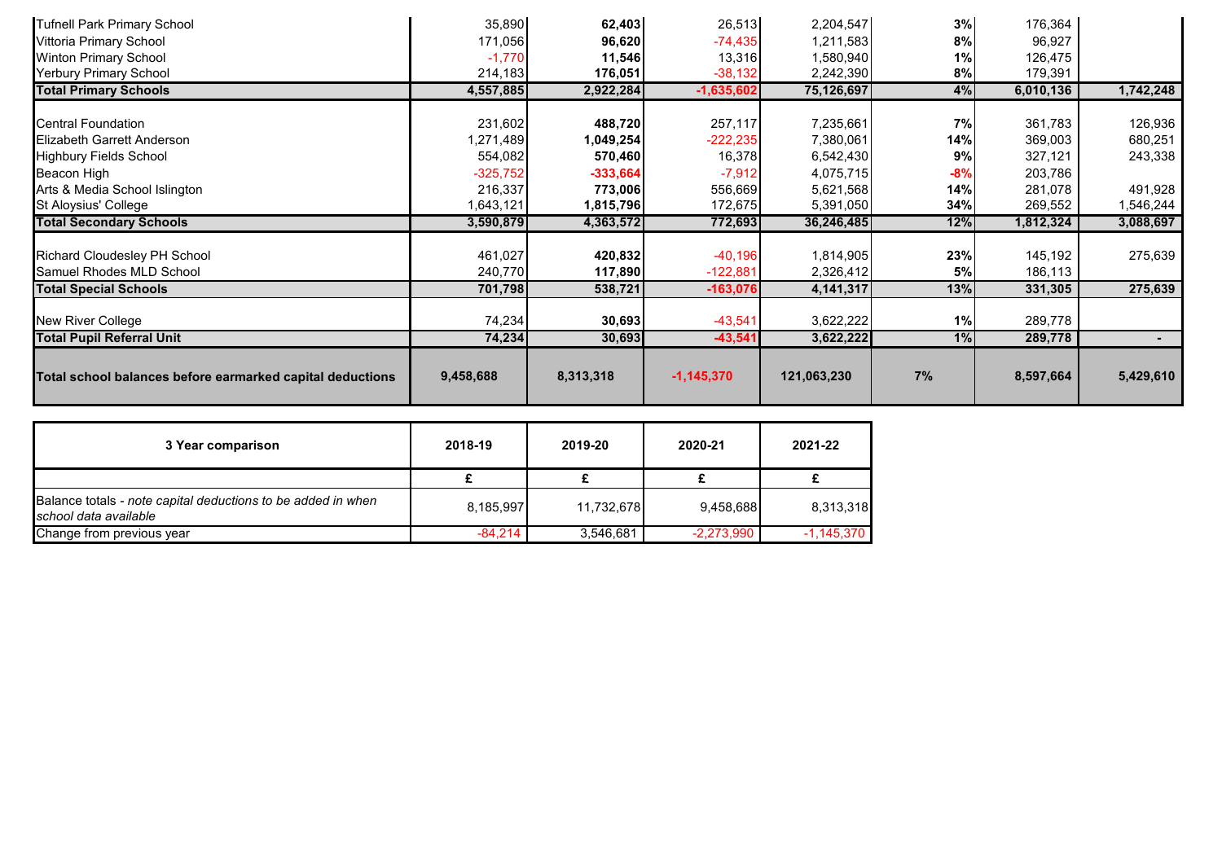| | | | | | | | |
|---|---|---|---|---|---|---|---|
| Tufnell Park Primary School | 35,890 | **62,403** | 26,513 | 2,204,547 | **3%** | 176,364 | |
| Vittoria Primary School | 171,056 | **96,620** | -74,435 | 1,211,583 | **8%** | 96,927 | |
| Winton Primary School | -1,770 | **11,546** | 13,316 | 1,580,940 | **1%** | 126,475 | |
| Yerbury Primary School | 214,183 | **176,051** | -38,132 | 2,242,390 | **8%** | 179,391 | |
| **Total Primary Schools** | **4,557,885** | **2,922,284** | **-1,635,602** | **75,126,697** | **4%** | **6,010,136** | **1,742,248** |
| | | | | | | | |
| Central Foundation | 231,602 | **488,720** | 257,117 | 7,235,661 | **7%** | 361,783 | 126,936 |
| Elizabeth Garrett Anderson | 1,271,489 | **1,049,254** | -222,235 | 7,380,061 | **14%** | 369,003 | 680,251 |
| Highbury Fields School | 554,082 | **570,460** | 16,378 | 6,542,430 | **9%** | 327,121 | 243,338 |
| Beacon High | -325,752 | **-333,664** | -7,912 | 4,075,715 | **-8%** | 203,786 | |
| Arts & Media School Islington | 216,337 | **773,006** | 556,669 | 5,621,568 | **14%** | 281,078 | 491,928 |
| St Aloysius' College | 1,643,121 | **1,815,796** | 172,675 | 5,391,050 | **34%** | 269,552 | 1,546,244 |
| **Total Secondary Schools** | **3,590,879** | **4,363,572** | **772,693** | **36,246,485** | **12%** | **1,812,324** | **3,088,697** |
| | | | | | | | |
| Richard Cloudesley PH School | 461,027 | **420,832** | -40,196 | 1,814,905 | **23%** | 145,192 | 275,639 |
| Samuel Rhodes MLD School | 240,770 | **117,890** | -122,881 | 2,326,412 | **5%** | 186,113 | |
| **Total Special Schools** | **701,798** | **538,721** | **-163,076** | **4,141,317** | **13%** | **331,305** | **275,639** |
| | | | | | | | |
| New River College | 74,234 | **30,693** | -43,541 | 3,622,222 | **1%** | 289,778 | |
| **Total Pupil Referral Unit** | **74,234** | **30,693** | **-43,541** | **3,622,222** | **1%** | **289,778** | **-** |
| | | | | | | | |
| **Total school balances before earmarked capital deductions** | **9,458,688** | **8,313,318** | **-1,145,370** | **121,063,230** | **7%** | **8,597,664** | **5,429,610** |

| **3 Year comparison** | **2018-19** | **2019-20** | **2020-21** | **2021-22** |
|---|---|---|---|---|
| | **£** | **£** | **£** | **£** |
| Balance totals - *note capital deductions to be added in when school data available* | 8,185,997 | 11,732,678 | 9,458,688 | 8,313,318 |
| Change from previous year | -84,214 | 3,546,681 | -2,273,990 | -1,145,370 |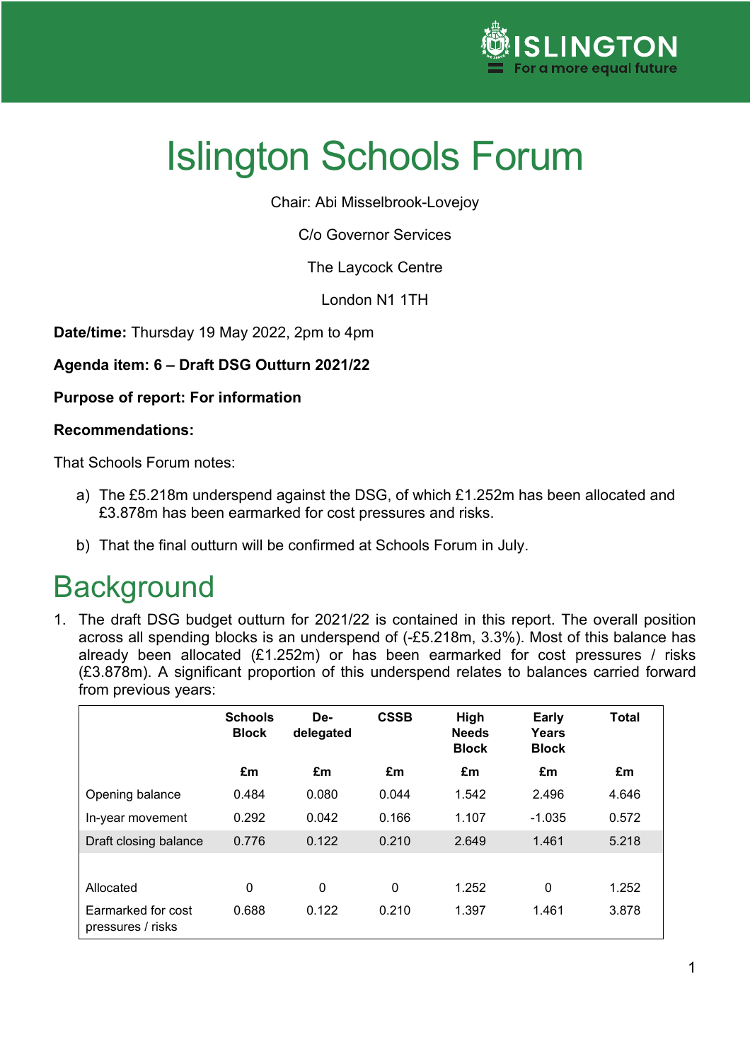ISLINGTON
For a more equal future

# Islington Schools Forum

Chair: Abi Misselbrook-Lovejoy

C/o Governor Services

The Laycock Centre

London N1 1TH

**Date/time:** Thursday 19 May 2022, 2pm to 4pm

**Agenda item: 6 – Draft DSG Outturn 2021/22**

**Purpose of report: For information**

**Recommendations:**

That Schools Forum notes:

a) The £5.218m underspend against the DSG, of which £1.252m has been allocated and £3.878m has been earmarked for cost pressures and risks.

b) That the final outturn will be confirmed at Schools Forum in July.

## Background

1. The draft DSG budget outturn for 2021/22 is contained in this report. The overall position across all spending blocks is an underspend of (-£5.218m, 3.3%). Most of this balance has already been allocated (£1.252m) or has been earmarked for cost pressures / risks (£3.878m). A significant proportion of this underspend relates to balances carried forward from previous years:

| | Schools Block | De-delegated | CSSB | High Needs Block | Early Years Block | Total |
|---|---|---|---|---|---|---|
| | £m | £m | £m | £m | £m | £m |
| Opening balance | 0.484 | 0.080 | 0.044 | 1.542 | 2.496 | 4.646 |
| In-year movement | 0.292 | 0.042 | 0.166 | 1.107 | -1.035 | 0.572 |
| Draft closing balance | 0.776 | 0.122 | 0.210 | 2.649 | 1.461 | 5.218 |
| | | | | | | |
| Allocated | 0 | 0 | 0 | 1.252 | 0 | 1.252 |
| Earmarked for cost pressures / risks | 0.688 | 0.122 | 0.210 | 1.397 | 1.461 | 3.878 |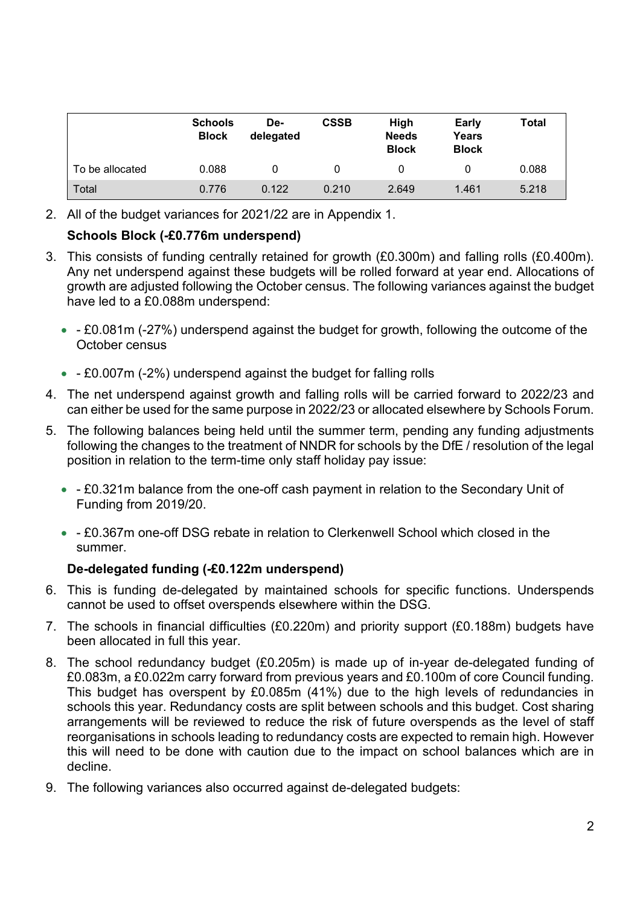| | Schools Block | De-delegated | CSSB | High Needs Block | Early Years Block | Total |
|---|---|---|---|---|---|---|
| To be allocated | 0.088 | 0 | 0 | 0 | 0 | 0.088 |
| Total | 0.776 | 0.122 | 0.210 | 2.649 | 1.461 | 5.218 |

2. All of the budget variances for 2021/22 are in Appendix 1.

**Schools Block (-£0.776m underspend)**

3. This consists of funding centrally retained for growth (£0.300m) and falling rolls (£0.400m). Any net underspend against these budgets will be rolled forward at year end. Allocations of growth are adjusted following the October census. The following variances against the budget have led to a £0.088m underspend:

   - - £0.081m (-27%) underspend against the budget for growth, following the outcome of the October census
   - - £0.007m (-2%) underspend against the budget for falling rolls

4. The net underspend against growth and falling rolls will be carried forward to 2022/23 and can either be used for the same purpose in 2022/23 or allocated elsewhere by Schools Forum.

5. The following balances being held until the summer term, pending any funding adjustments following the changes to the treatment of NNDR for schools by the DfE / resolution of the legal position in relation to the term-time only staff holiday pay issue:

   - - £0.321m balance from the one-off cash payment in relation to the Secondary Unit of Funding from 2019/20.
   - - £0.367m one-off DSG rebate in relation to Clerkenwell School which closed in the summer.

**De-delegated funding (-£0.122m underspend)**

6. This is funding de-delegated by maintained schools for specific functions. Underspends cannot be used to offset overspends elsewhere within the DSG.

7. The schools in financial difficulties (£0.220m) and priority support (£0.188m) budgets have been allocated in full this year.

8. The school redundancy budget (£0.205m) is made up of in-year de-delegated funding of £0.083m, a £0.022m carry forward from previous years and £0.100m of core Council funding. This budget has overspent by £0.085m (41%) due to the high levels of redundancies in schools this year. Redundancy costs are split between schools and this budget. Cost sharing arrangements will be reviewed to reduce the risk of future overspends as the level of staff reorganisations in schools leading to redundancy costs are expected to remain high. However this will need to be done with caution due to the impact on school balances which are in decline.

9. The following variances also occurred against de-delegated budgets: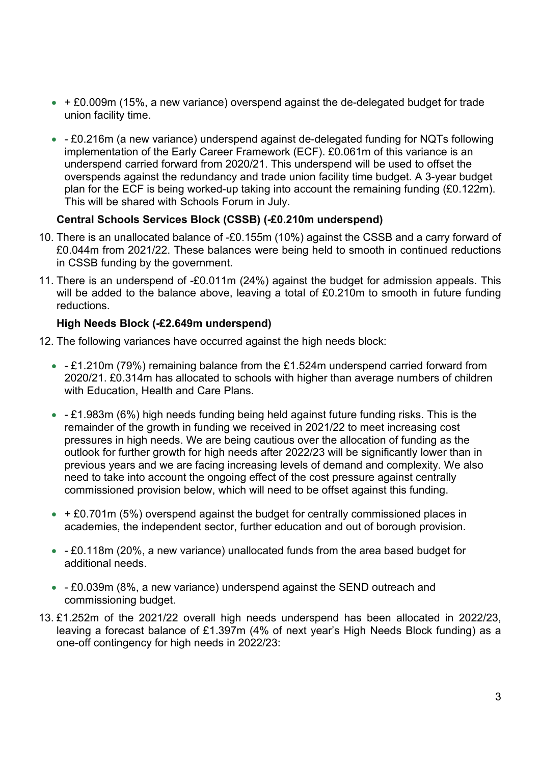- + £0.009m (15%, a new variance) overspend against the de-delegated budget for trade union facility time.

- - £0.216m (a new variance) underspend against de-delegated funding for NQTs following implementation of the Early Career Framework (ECF). £0.061m of this variance is an underspend carried forward from 2020/21. This underspend will be used to offset the overspends against the redundancy and trade union facility time budget. A 3-year budget plan for the ECF is being worked-up taking into account the remaining funding (£0.122m). This will be shared with Schools Forum in July.

**Central Schools Services Block (CSSB) (-£0.210m underspend)**

10. There is an unallocated balance of -£0.155m (10%) against the CSSB and a carry forward of £0.044m from 2021/22. These balances were being held to smooth in continued reductions in CSSB funding by the government.

11. There is an underspend of -£0.011m (24%) against the budget for admission appeals. This will be added to the balance above, leaving a total of £0.210m to smooth in future funding reductions.

**High Needs Block (-£2.649m underspend)**

12. The following variances have occurred against the high needs block:

    - - £1.210m (79%) remaining balance from the £1.524m underspend carried forward from 2020/21. £0.314m has allocated to schools with higher than average numbers of children with Education, Health and Care Plans.

    - - £1.983m (6%) high needs funding being held against future funding risks. This is the remainder of the growth in funding we received in 2021/22 to meet increasing cost pressures in high needs. We are being cautious over the allocation of funding as the outlook for further growth for high needs after 2022/23 will be significantly lower than in previous years and we are facing increasing levels of demand and complexity. We also need to take into account the ongoing effect of the cost pressure against centrally commissioned provision below, which will need to be offset against this funding.

    - + £0.701m (5%) overspend against the budget for centrally commissioned places in academies, the independent sector, further education and out of borough provision.

    - - £0.118m (20%, a new variance) unallocated funds from the area based budget for additional needs.

    - - £0.039m (8%, a new variance) underspend against the SEND outreach and commissioning budget.

13. £1.252m of the 2021/22 overall high needs underspend has been allocated in 2022/23, leaving a forecast balance of £1.397m (4% of next year's High Needs Block funding) as a one-off contingency for high needs in 2022/23: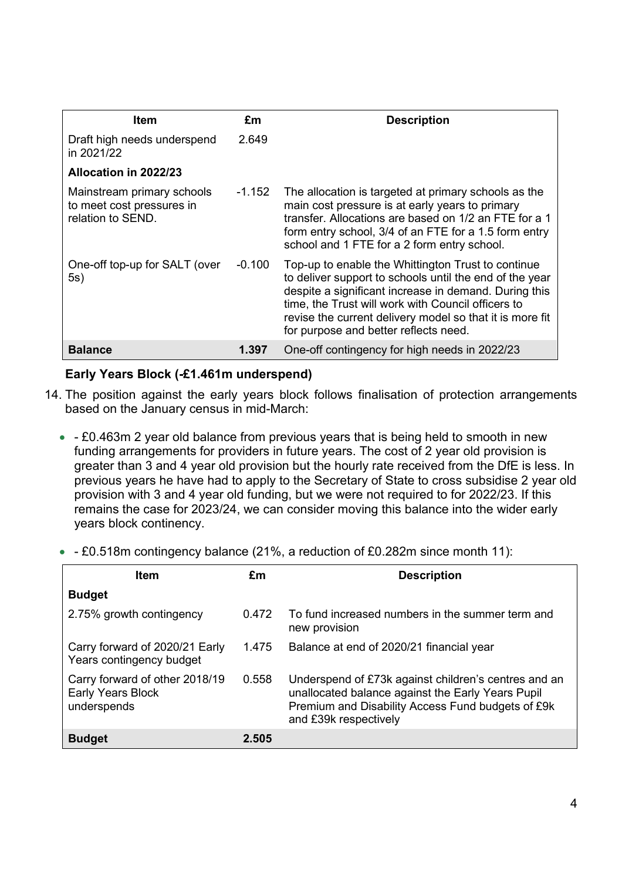| Item | £m | Description |
|---|---|---|
| Draft high needs underspend in 2021/22 | 2.649 | |
| **Allocation in 2022/23** | | |
| Mainstream primary schools to meet cost pressures in relation to SEND. | -1.152 | The allocation is targeted at primary schools as the main cost pressure is at early years to primary transfer. Allocations are based on 1/2 an FTE for a 1 form entry school, 3/4 of an FTE for a 1.5 form entry school and 1 FTE for a 2 form entry school. |
| One-off top-up for SALT (over 5s) | -0.100 | Top-up to enable the Whittington Trust to continue to deliver support to schools until the end of the year despite a significant increase in demand. During this time, the Trust will work with Council officers to revise the current delivery model so that it is more fit for purpose and better reflects need. |
| **Balance** | **1.397** | One-off contingency for high needs in 2022/23 |

**Early Years Block (-£1.461m underspend)**

14. The position against the early years block follows finalisation of protection arrangements based on the January census in mid-March:

- - £0.463m 2 year old balance from previous years that is being held to smooth in new funding arrangements for providers in future years. The cost of 2 year old provision is greater than 3 and 4 year old provision but the hourly rate received from the DfE is less. In previous years he have had to apply to the Secretary of State to cross subsidise 2 year old provision with 3 and 4 year old funding, but we were not required to for 2022/23. If this remains the case for 2023/24, we can consider moving this balance into the wider early years block continency.

- - £0.518m contingency balance (21%, a reduction of £0.282m since month 11):

| Item | £m | Description |
|---|---|---|
| **Budget** | | |
| 2.75% growth contingency | 0.472 | To fund increased numbers in the summer term and new provision |
| Carry forward of 2020/21 Early Years contingency budget | 1.475 | Balance at end of 2020/21 financial year |
| Carry forward of other 2018/19 Early Years Block underspends | 0.558 | Underspend of £73k against children's centres and an unallocated balance against the Early Years Pupil Premium and Disability Access Fund budgets of £9k and £39k respectively |
| **Budget** | **2.505** | |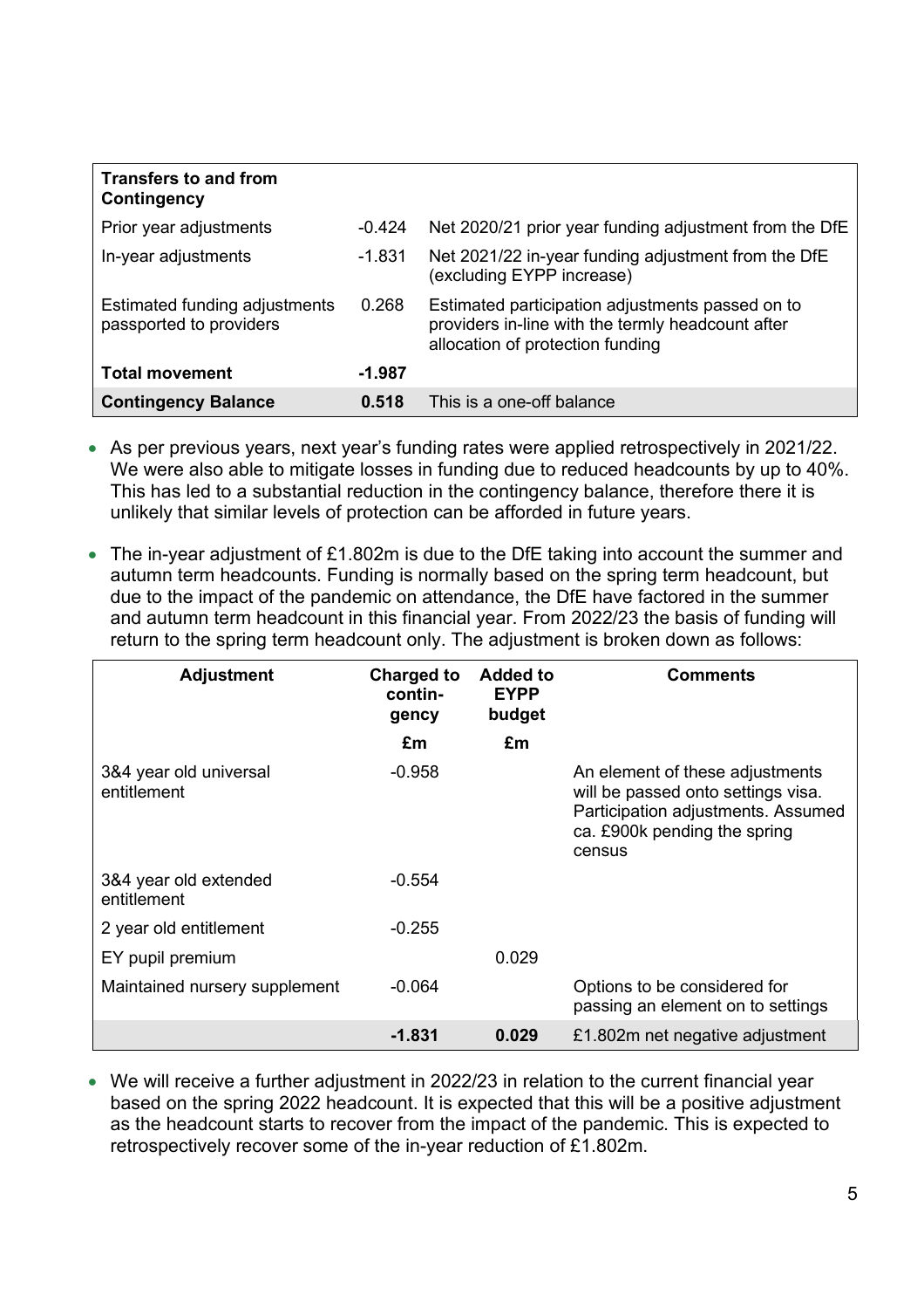| Transfers to and from Contingency | | |
|---|---|---|
| Prior year adjustments | -0.424 | Net 2020/21 prior year funding adjustment from the DfE |
| In-year adjustments | -1.831 | Net 2021/22 in-year funding adjustment from the DfE (excluding EYPP increase) |
| Estimated funding adjustments passported to providers | 0.268 | Estimated participation adjustments passed on to providers in-line with the termly headcount after allocation of protection funding |
| **Total movement** | **-1.987** | |
| **Contingency Balance** | **0.518** | This is a one-off balance |

- As per previous years, next year's funding rates were applied retrospectively in 2021/22. We were also able to mitigate losses in funding due to reduced headcounts by up to 40%. This has led to a substantial reduction in the contingency balance, therefore there it is unlikely that similar levels of protection can be afforded in future years.

- The in-year adjustment of £1.802m is due to the DfE taking into account the summer and autumn term headcounts. Funding is normally based on the spring term headcount, but due to the impact of the pandemic on attendance, the DfE have factored in the summer and autumn term headcount in this financial year. From 2022/23 the basis of funding will return to the spring term headcount only. The adjustment is broken down as follows:

| Adjustment | Charged to contin-gency | Added to EYPP budget | Comments |
|---|---|---|---|
| | £m | £m | |
| 3&4 year old universal entitlement | -0.958 | | An element of these adjustments will be passed onto settings visa. Participation adjustments. Assumed ca. £900k pending the spring census |
| 3&4 year old extended entitlement | -0.554 | | |
| 2 year old entitlement | -0.255 | | |
| EY pupil premium | | 0.029 | |
| Maintained nursery supplement | -0.064 | | Options to be considered for passing an element on to settings |
| | **-1.831** | **0.029** | £1.802m net negative adjustment |

- We will receive a further adjustment in 2022/23 in relation to the current financial year based on the spring 2022 headcount. It is expected that this will be a positive adjustment as the headcount starts to recover from the impact of the pandemic. This is expected to retrospectively recover some of the in-year reduction of £1.802m.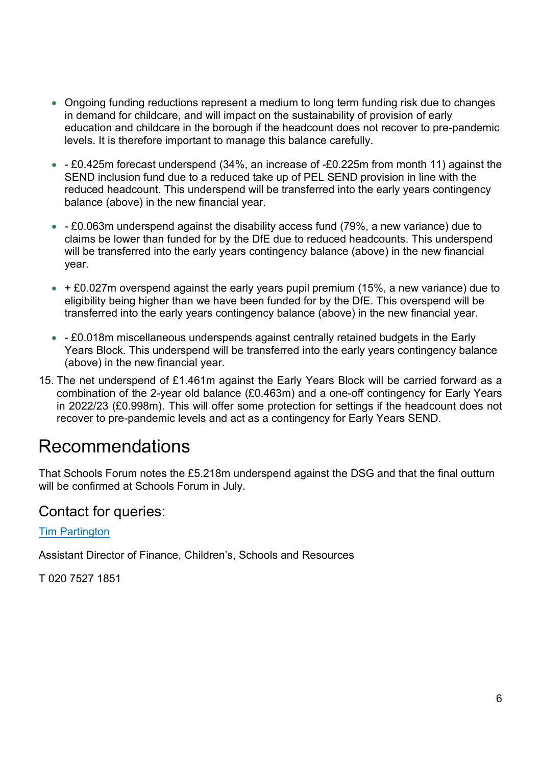- Ongoing funding reductions represent a medium to long term funding risk due to changes in demand for childcare, and will impact on the sustainability of provision of early education and childcare in the borough if the headcount does not recover to pre-pandemic levels. It is therefore important to manage this balance carefully.

- - £0.425m forecast underspend (34%, an increase of -£0.225m from month 11) against the SEND inclusion fund due to a reduced take up of PEL SEND provision in line with the reduced headcount. This underspend will be transferred into the early years contingency balance (above) in the new financial year.

- - £0.063m underspend against the disability access fund (79%, a new variance) due to claims be lower than funded for by the DfE due to reduced headcounts. This underspend will be transferred into the early years contingency balance (above) in the new financial year.

- + £0.027m overspend against the early years pupil premium (15%, a new variance) due to eligibility being higher than we have been funded for by the DfE. This overspend will be transferred into the early years contingency balance (above) in the new financial year.

- - £0.018m miscellaneous underspends against centrally retained budgets in the Early Years Block. This underspend will be transferred into the early years contingency balance (above) in the new financial year.

15. The net underspend of £1.461m against the Early Years Block will be carried forward as a combination of the 2-year old balance (£0.463m) and a one-off contingency for Early Years in 2022/23 (£0.998m). This will offer some protection for settings if the headcount does not recover to pre-pandemic levels and act as a contingency for Early Years SEND.

# Recommendations

That Schools Forum notes the £5.218m underspend against the DSG and that the final outturn will be confirmed at Schools Forum in July.

## Contact for queries:

Tim Partington

Assistant Director of Finance, Children's, Schools and Resources

T 020 7527 1851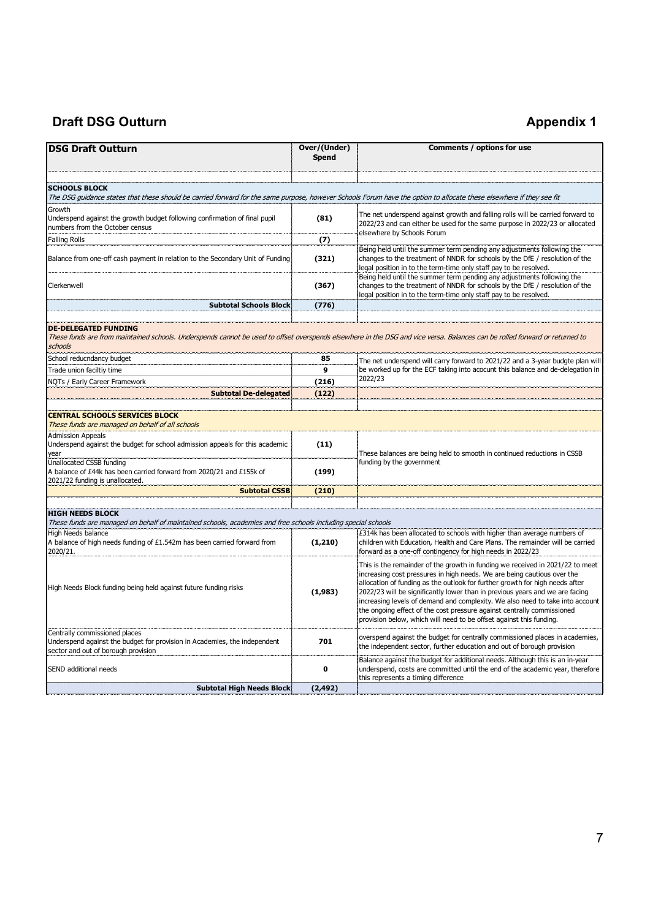## Draft DSG Outturn

## Appendix 1

| DSG Draft Outturn | Over/(Under) Spend | Comments / options for use |
|---|---|---|
| | | |
| **SCHOOLS BLOCK** *The DSG guidance states that these should be carried forward for the same purpose, however Schools Forum have the option to allocate these elsewhere if they see fit* | | |
| Growth Underspend against the growth budget following confirmation of final pupil numbers from the October census | **(81)** | The net underspend against growth and falling rolls will be carried forward to 2022/23 and can either be used for the same purpose in 2022/23 or allocated elsewhere by Schools Forum |
| Falling Rolls | **(7)** | |
| Balance from one-off cash payment in relation to the Secondary Unit of Funding | **(321)** | Being held until the summer term pending any adjustments following the changes to the treatment of NNDR for schools by the DfE / resolution of the legal position in to the term-time only staff pay to be resolved. |
| Clerkenwell | **(367)** | Being held until the summer term pending any adjustments following the changes to the treatment of NNDR for schools by the DfE / resolution of the legal position in to the term-time only staff pay to be resolved. |
| **Subtotal Schools Block** | **(776)** | |
| | | |
| **DE-DELEGATED FUNDING** *These funds are from maintained schools. Underspends cannot be used to offset overspends elsewhere in the DSG and vice versa. Balances can be rolled forward or returned to schools* | | |
| School reducndancy budget | **85** | The net underspend will carry forward to 2021/22 and a 3-year budgte plan will be worked up for the ECF taking into acocunt this balance and de-delegation in 2022/23 |
| Trade union faciltiy time | **9** | |
| NQTs / Early Career Framework | **(216)** | |
| **Subtotal De-delegated** | **(122)** | |
| | | |
| **CENTRAL SCHOOLS SERVICES BLOCK** *These funds are managed on behalf of all schools* | | |
| Admission Appeals Underspend against the budget for school admission appeals for this academic year | **(11)** | These balances are being held to smooth in continued reductions in CSSB funding by the government |
| Unallocated CSSB funding A balance of £44k has been carried forward from 2020/21 and £155k of 2021/22 funding is unallocated. | **(199)** | |
| **Subtotal CSSB** | **(210)** | |
| | | |
| **HIGH NEEDS BLOCK** *These funds are managed on behalf of maintained schools, academies and free schools including special schools* | | |
| High Needs balance A balance of high needs funding of £1.542m has been carried forward from 2020/21. | **(1,210)** | £314k has been allocated to schools with higher than average numbers of children with Education, Health and Care Plans. The remainder will be carried forward as a one-off contingency for high needs in 2022/23 |
| High Needs Block funding being held against future funding risks | **(1,983)** | This is the remainder of the growth in funding we received in 2021/22 to meet increasing cost pressures in high needs. We are being cautious over the allocation of funding as the outlook for further growth for high needs after 2022/23 will be significantly lower than in previous years and we are facing increasing levels of demand and complexity. We also need to take into account the ongoing effect of the cost pressure against centrally commissioned provision below, which will need to be offset against this funding. |
| Centrally commissioned places Underspend against the budget for provision in Academies, the independent sector and out of borough provision | **701** | overspend against the budget for centrally commissioned places in academies, the independent sector, further education and out of borough provision |
| SEND additional needs | **0** | Balance against the budget for additional needs. Although this is an in-year underspend, costs are committed until the end of the academic year, therefore this represents a timing difference |
| **Subtotal High Needs Block** | **(2,492)** | |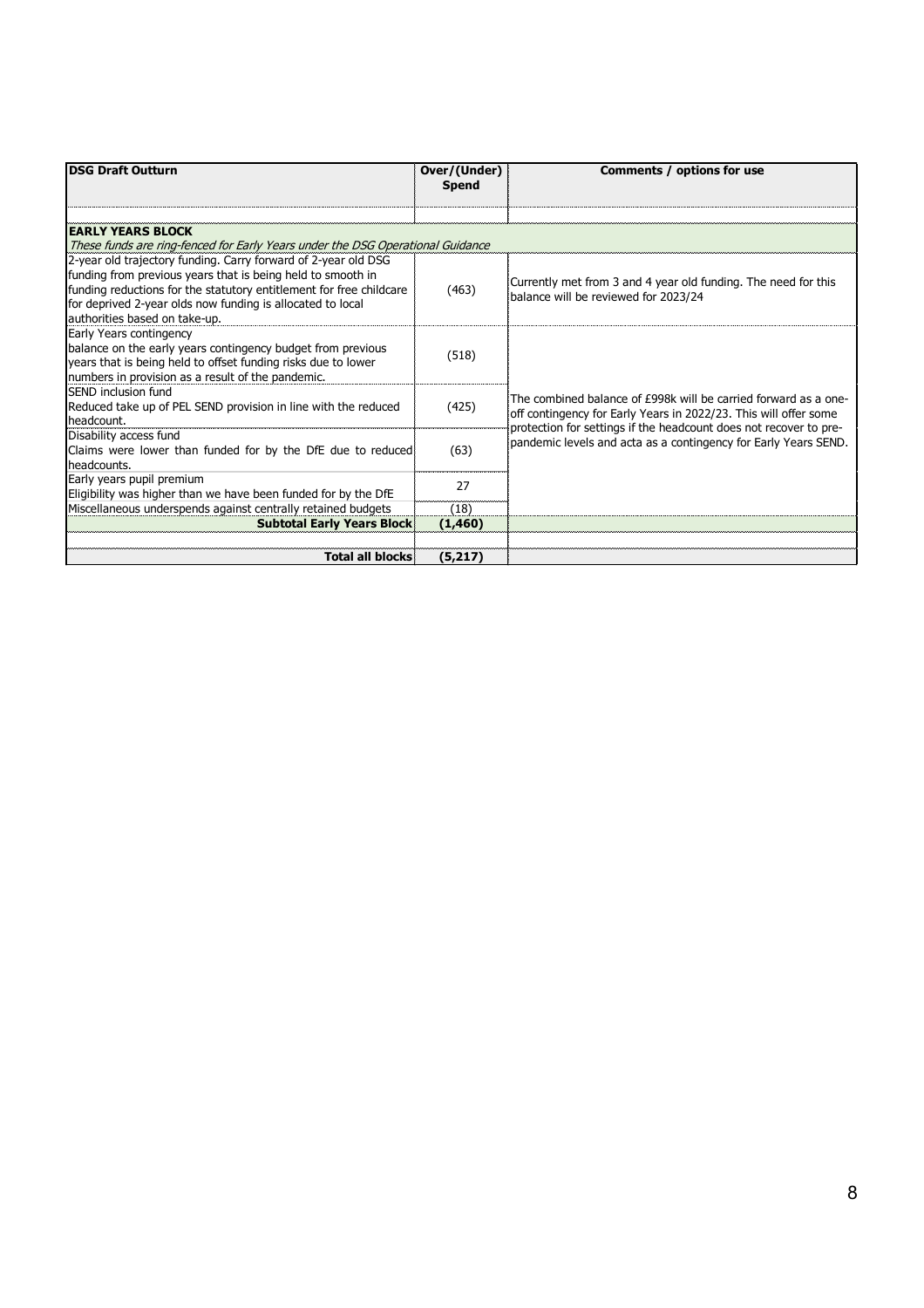| DSG Draft Outturn | Over/(Under) Spend | Comments / options for use |
|---|---|---|
| | | |
| **EARLY YEARS BLOCK**<br>*These funds are ring-fenced for Early Years under the DSG Operational Guidance* | | |
| 2-year old trajectory funding. Carry forward of 2-year old DSG funding from previous years that is being held to smooth in funding reductions for the statutory entitlement for free childcare for deprived 2-year olds now funding is allocated to local authorities based on take-up. | (463) | Currently met from 3 and 4 year old funding. The need for this balance will be reviewed for 2023/24 |
| Early Years contingency<br>balance on the early years contingency budget from previous years that is being held to offset funding risks due to lower numbers in provision as a result of the pandemic. | (518) | The combined balance of £998k will be carried forward as a one-off contingency for Early Years in 2022/23. This will offer some protection for settings if the headcount does not recover to pre-pandemic levels and acta as a contingency for Early Years SEND. |
| SEND inclusion fund<br>Reduced take up of PEL SEND provision in line with the reduced headcount. | (425) | |
| Disability access fund<br>Claims were lower than funded for by the DfE due to reduced headcounts. | (63) | |
| Early years pupil premium<br>Eligibility was higher than we have been funded for by the DfE | 27 | |
| Miscellaneous underspends against centrally retained budgets | (18) | |
| **Subtotal Early Years Block** | **(1,460)** | |
| | | |
| **Total all blocks** | **(5,217)** | |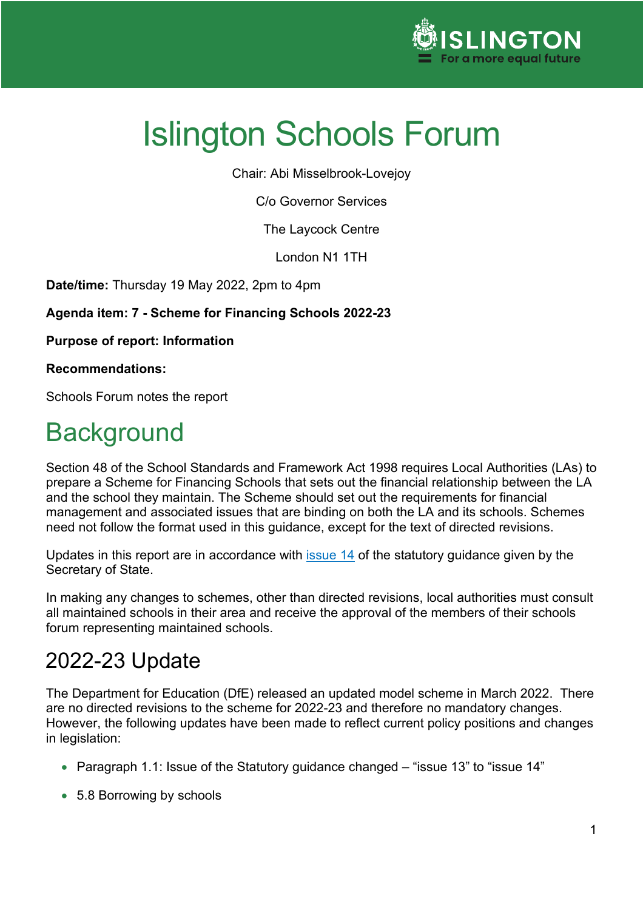# Islington Schools Forum

Chair: Abi Misselbrook-Lovejoy

C/o Governor Services

The Laycock Centre

London N1 1TH

**Date/time:** Thursday 19 May 2022, 2pm to 4pm

**Agenda item: 7 - Scheme for Financing Schools 2022-23**

**Purpose of report: Information**

**Recommendations:**

Schools Forum notes the report

# Background

Section 48 of the School Standards and Framework Act 1998 requires Local Authorities (LAs) to prepare a Scheme for Financing Schools that sets out the financial relationship between the LA and the school they maintain. The Scheme should set out the requirements for financial management and associated issues that are binding on both the LA and its schools. Schemes need not follow the format used in this guidance, except for the text of directed revisions.

Updates in this report are in accordance with issue 14 of the statutory guidance given by the Secretary of State.

In making any changes to schemes, other than directed revisions, local authorities must consult all maintained schools in their area and receive the approval of the members of their schools forum representing maintained schools.

## 2022-23 Update

The Department for Education (DfE) released an updated model scheme in March 2022. There are no directed revisions to the scheme for 2022-23 and therefore no mandatory changes. However, the following updates have been made to reflect current policy positions and changes in legislation:

- Paragraph 1.1: Issue of the Statutory guidance changed – "issue 13" to "issue 14"
- 5.8 Borrowing by schools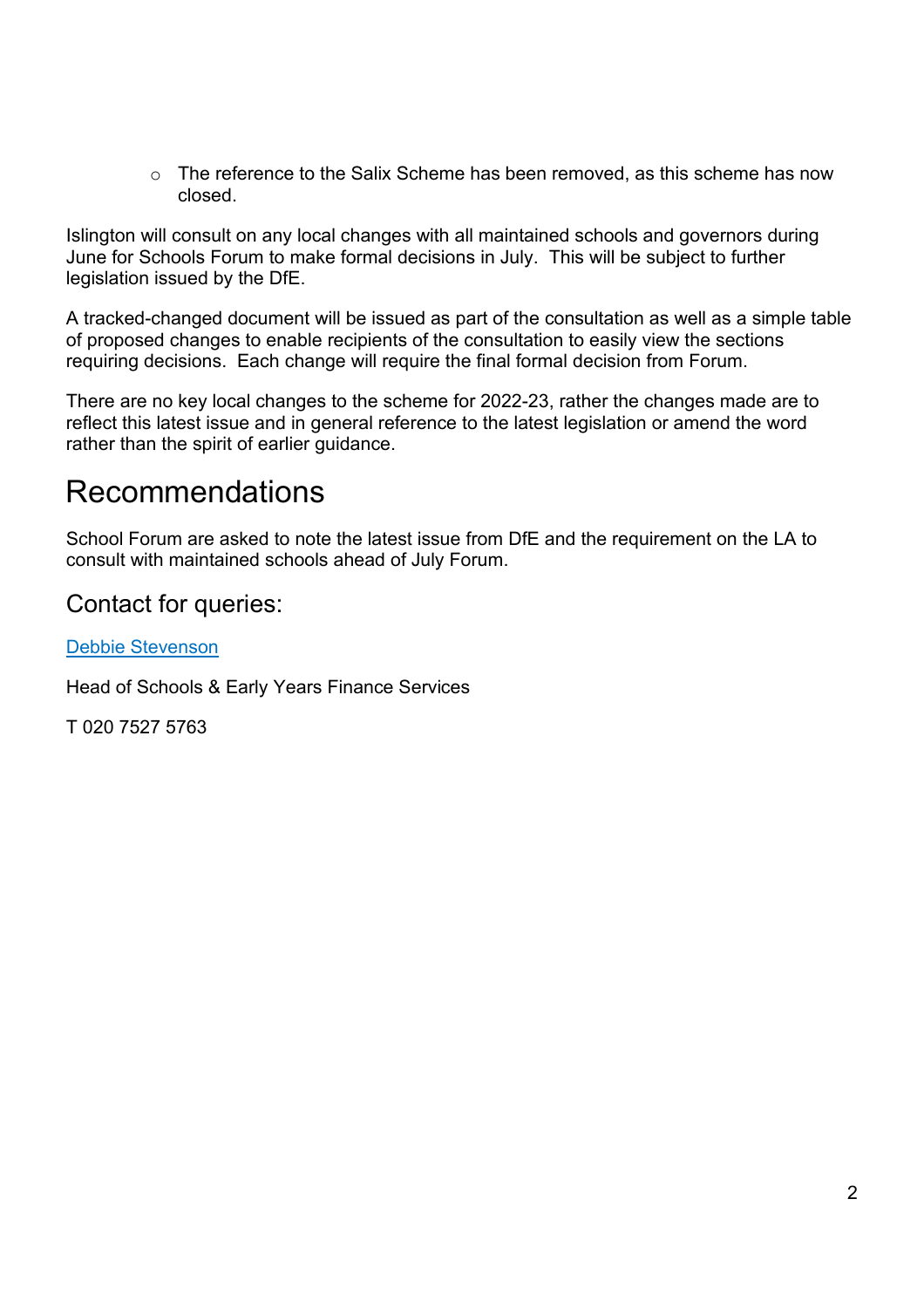- The reference to the Salix Scheme has been removed, as this scheme has now closed.

Islington will consult on any local changes with all maintained schools and governors during June for Schools Forum to make formal decisions in July. This will be subject to further legislation issued by the DfE.

A tracked-changed document will be issued as part of the consultation as well as a simple table of proposed changes to enable recipients of the consultation to easily view the sections requiring decisions. Each change will require the final formal decision from Forum.

There are no key local changes to the scheme for 2022-23, rather the changes made are to reflect this latest issue and in general reference to the latest legislation or amend the word rather than the spirit of earlier guidance.

# Recommendations

School Forum are asked to note the latest issue from DfE and the requirement on the LA to consult with maintained schools ahead of July Forum.

## Contact for queries:

Debbie Stevenson

Head of Schools & Early Years Finance Services

T 020 7527 5763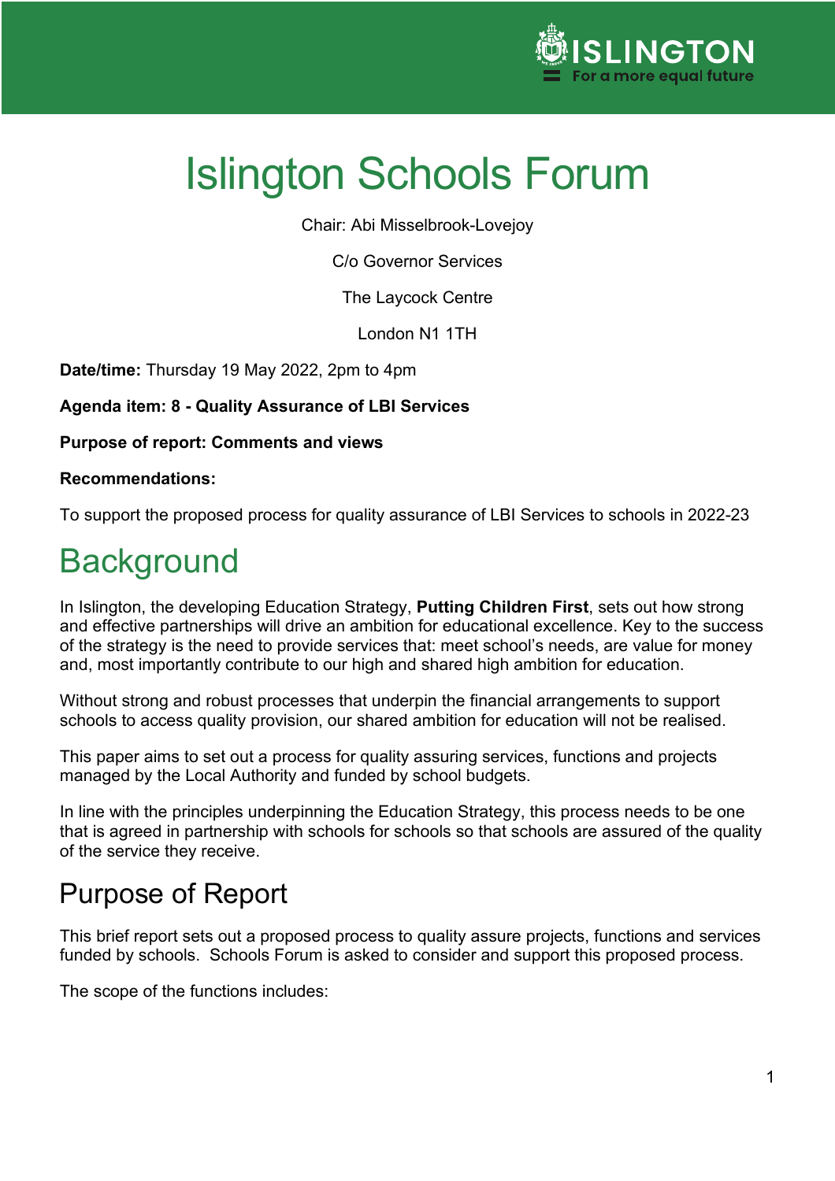# Islington Schools Forum

Chair: Abi Misselbrook-Lovejoy

C/o Governor Services

The Laycock Centre

London N1 1TH

**Date/time:** Thursday 19 May 2022, 2pm to 4pm

**Agenda item: 8 - Quality Assurance of LBI Services**

**Purpose of report: Comments and views**

**Recommendations:**

To support the proposed process for quality assurance of LBI Services to schools in 2022-23

## Background

In Islington, the developing Education Strategy, **Putting Children First**, sets out how strong and effective partnerships will drive an ambition for educational excellence. Key to the success of the strategy is the need to provide services that: meet school's needs, are value for money and, most importantly contribute to our high and shared high ambition for education.

Without strong and robust processes that underpin the financial arrangements to support schools to access quality provision, our shared ambition for education will not be realised.

This paper aims to set out a process for quality assuring services, functions and projects managed by the Local Authority and funded by school budgets.

In line with the principles underpinning the Education Strategy, this process needs to be one that is agreed in partnership with schools for schools so that schools are assured of the quality of the service they receive.

## Purpose of Report

This brief report sets out a proposed process to quality assure projects, functions and services funded by schools. Schools Forum is asked to consider and support this proposed process.

The scope of the functions includes: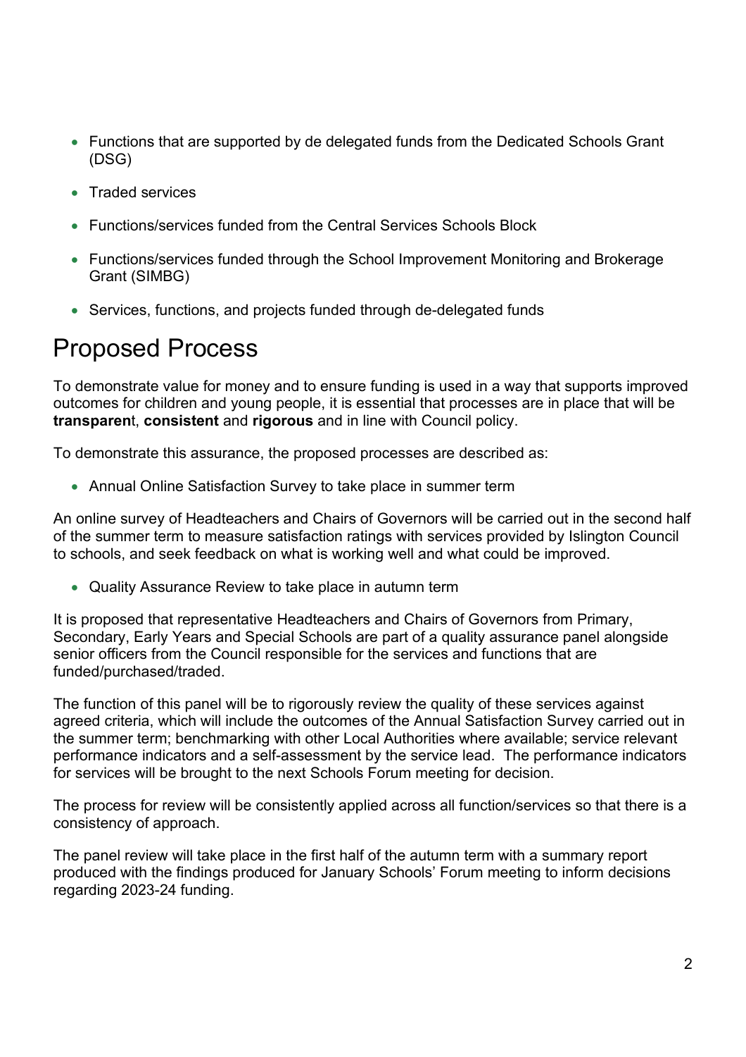- Functions that are supported by de delegated funds from the Dedicated Schools Grant (DSG)
- Traded services
- Functions/services funded from the Central Services Schools Block
- Functions/services funded through the School Improvement Monitoring and Brokerage Grant (SIMBG)
- Services, functions, and projects funded through de-delegated funds

# Proposed Process

To demonstrate value for money and to ensure funding is used in a way that supports improved outcomes for children and young people, it is essential that processes are in place that will be **transparen**t, **consistent** and **rigorous** and in line with Council policy.

To demonstrate this assurance, the proposed processes are described as:

- Annual Online Satisfaction Survey to take place in summer term

An online survey of Headteachers and Chairs of Governors will be carried out in the second half of the summer term to measure satisfaction ratings with services provided by Islington Council to schools, and seek feedback on what is working well and what could be improved.

- Quality Assurance Review to take place in autumn term

It is proposed that representative Headteachers and Chairs of Governors from Primary, Secondary, Early Years and Special Schools are part of a quality assurance panel alongside senior officers from the Council responsible for the services and functions that are funded/purchased/traded.

The function of this panel will be to rigorously review the quality of these services against agreed criteria, which will include the outcomes of the Annual Satisfaction Survey carried out in the summer term; benchmarking with other Local Authorities where available; service relevant performance indicators and a self-assessment by the service lead. The performance indicators for services will be brought to the next Schools Forum meeting for decision.

The process for review will be consistently applied across all function/services so that there is a consistency of approach.

The panel review will take place in the first half of the autumn term with a summary report produced with the findings produced for January Schools' Forum meeting to inform decisions regarding 2023-24 funding.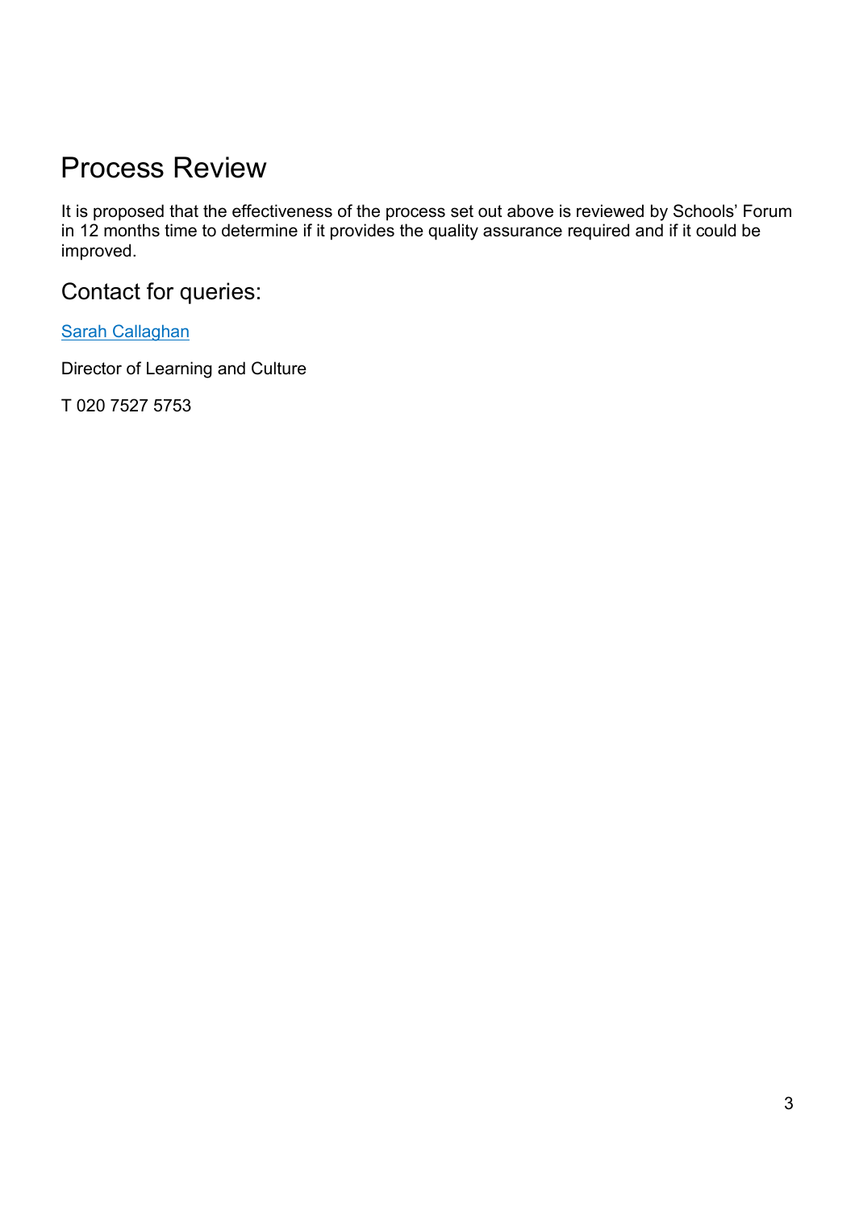## Process Review

It is proposed that the effectiveness of the process set out above is reviewed by Schools' Forum in 12 months time to determine if it provides the quality assurance required and if it could be improved.

### Contact for queries:

Sarah Callaghan

Director of Learning and Culture

T 020 7527 5753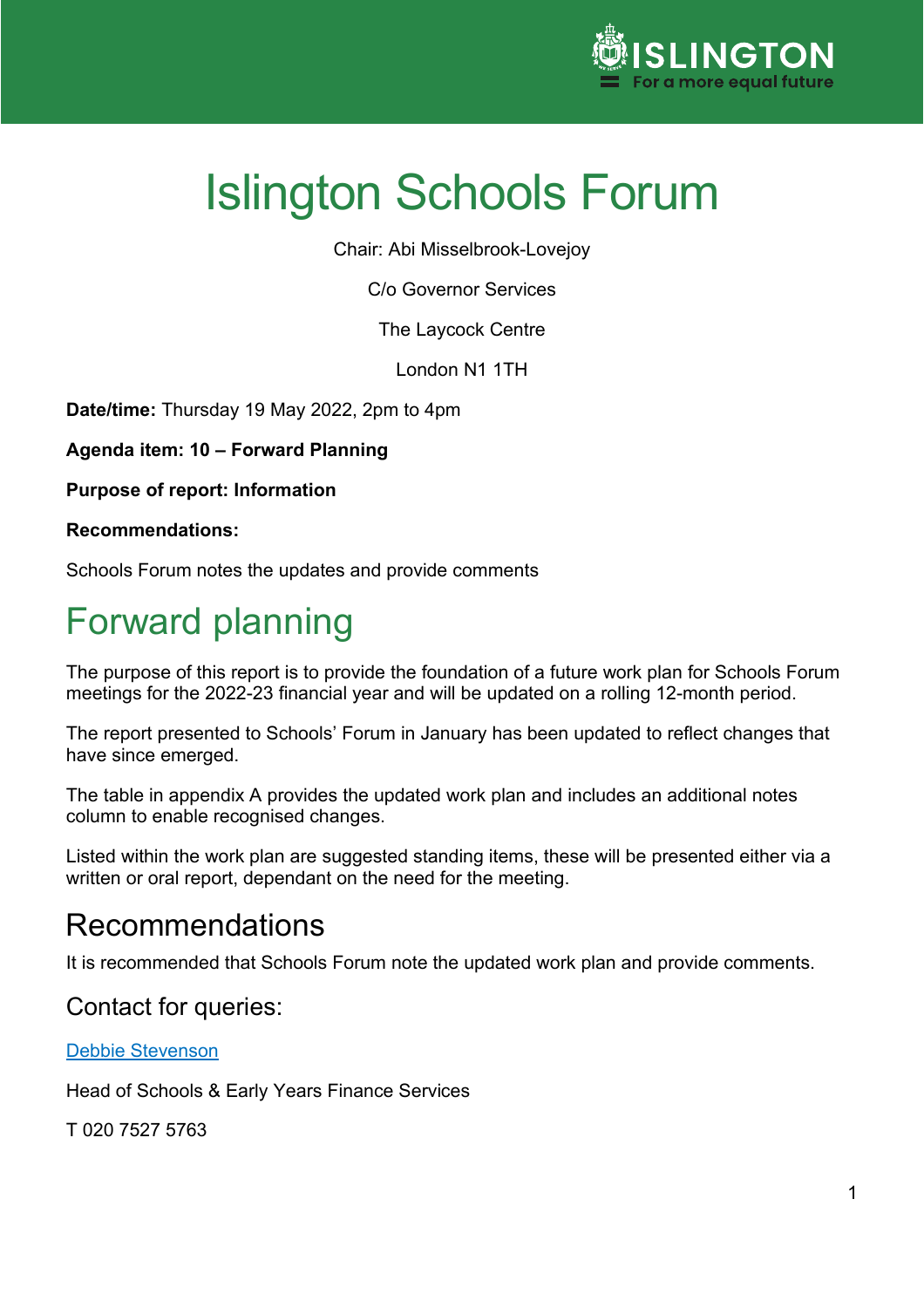# Islington Schools Forum

Chair: Abi Misselbrook-Lovejoy

C/o Governor Services

The Laycock Centre

London N1 1TH

**Date/time:** Thursday 19 May 2022, 2pm to 4pm

**Agenda item: 10 – Forward Planning**

**Purpose of report: Information**

**Recommendations:**

Schools Forum notes the updates and provide comments

# Forward planning

The purpose of this report is to provide the foundation of a future work plan for Schools Forum meetings for the 2022-23 financial year and will be updated on a rolling 12-month period.

The report presented to Schools' Forum in January has been updated to reflect changes that have since emerged.

The table in appendix A provides the updated work plan and includes an additional notes column to enable recognised changes.

Listed within the work plan are suggested standing items, these will be presented either via a written or oral report, dependant on the need for the meeting.

## Recommendations

It is recommended that Schools Forum note the updated work plan and provide comments.

### Contact for queries:

[Debbie Stevenson]

Head of Schools & Early Years Finance Services

T 020 7527 5763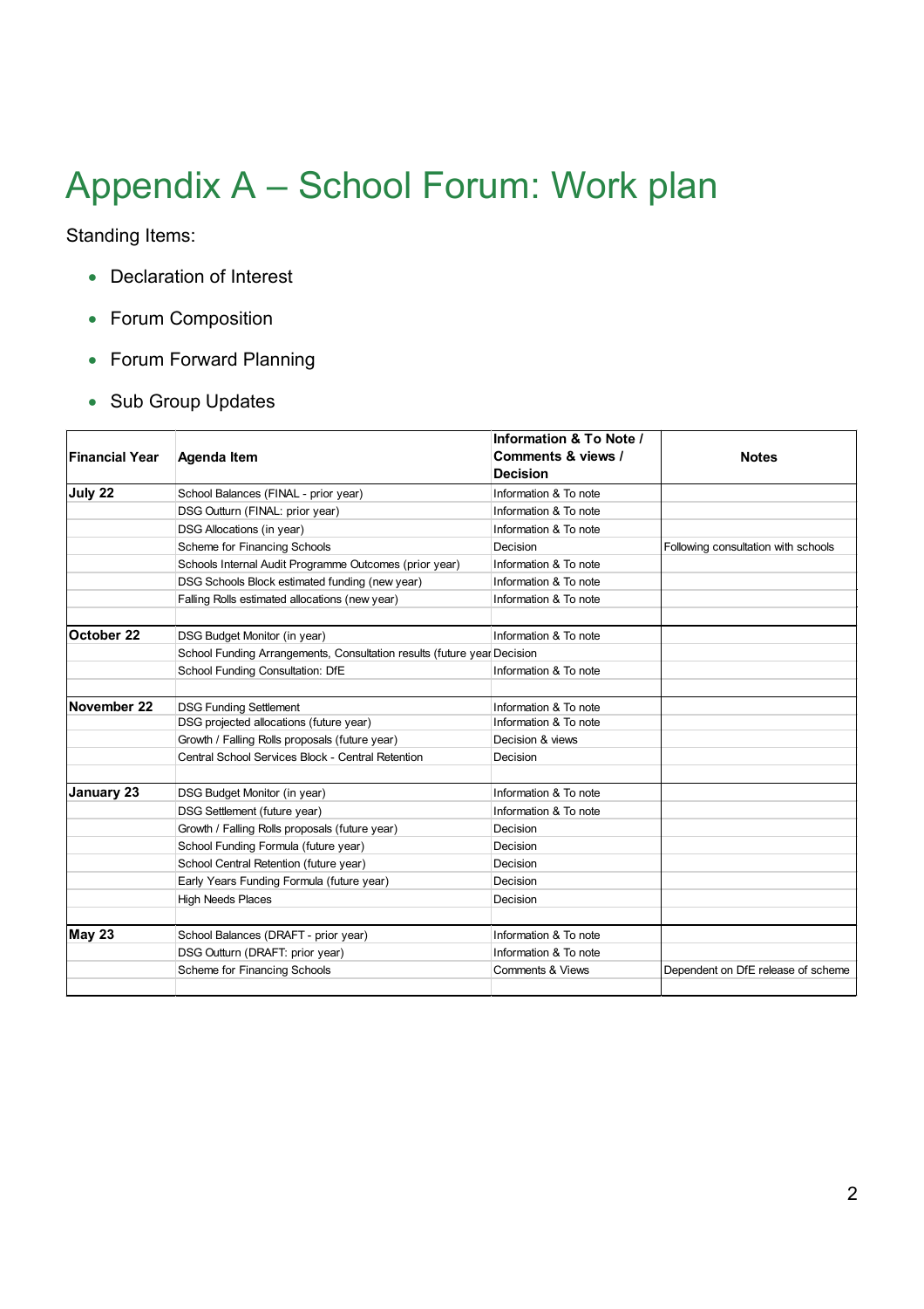# Appendix A – School Forum: Work plan

Standing Items:

- Declaration of Interest
- Forum Composition
- Forum Forward Planning
- Sub Group Updates

| Financial Year | Agenda Item | Information & To Note / Comments & views / Decision | Notes |
|---|---|---|---|
| **July 22** | School Balances (FINAL - prior year) | Information & To note | |
| | DSG Outturn (FINAL: prior year) | Information & To note | |
| | DSG Allocations (in year) | Information & To note | |
| | Scheme for Financing Schools | Decision | Following consultation with schools |
| | Schools Internal Audit Programme Outcomes (prior year) | Information & To note | |
| | DSG Schools Block estimated funding (new year) | Information & To note | |
| | Falling Rolls estimated allocations (new year) | Information & To note | |
| | | | |
| **October 22** | DSG Budget Monitor (in year) | Information & To note | |
| | School Funding Arrangements, Consultation results (future year | Decision | |
| | School Funding Consultation: DfE | Information & To note | |
| | | | |
| **November 22** | DSG Funding Settlement | Information & To note | |
| | DSG projected allocations (future year) | Information & To note | |
| | Growth / Falling Rolls proposals (future year) | Decision & views | |
| | Central School Services Block - Central Retention | Decision | |
| | | | |
| **January 23** | DSG Budget Monitor (in year) | Information & To note | |
| | DSG Settlement (future year) | Information & To note | |
| | Growth / Falling Rolls proposals (future year) | Decision | |
| | School Funding Formula (future year) | Decision | |
| | School Central Retention (future year) | Decision | |
| | Early Years Funding Formula (future year) | Decision | |
| | High Needs Places | Decision | |
| | | | |
| **May 23** | School Balances (DRAFT - prior year) | Information & To note | |
| | DSG Outturn (DRAFT: prior year) | Information & To note | |
| | Scheme for Financing Schools | Comments & Views | Dependent on DfE release of scheme |
| | | | |